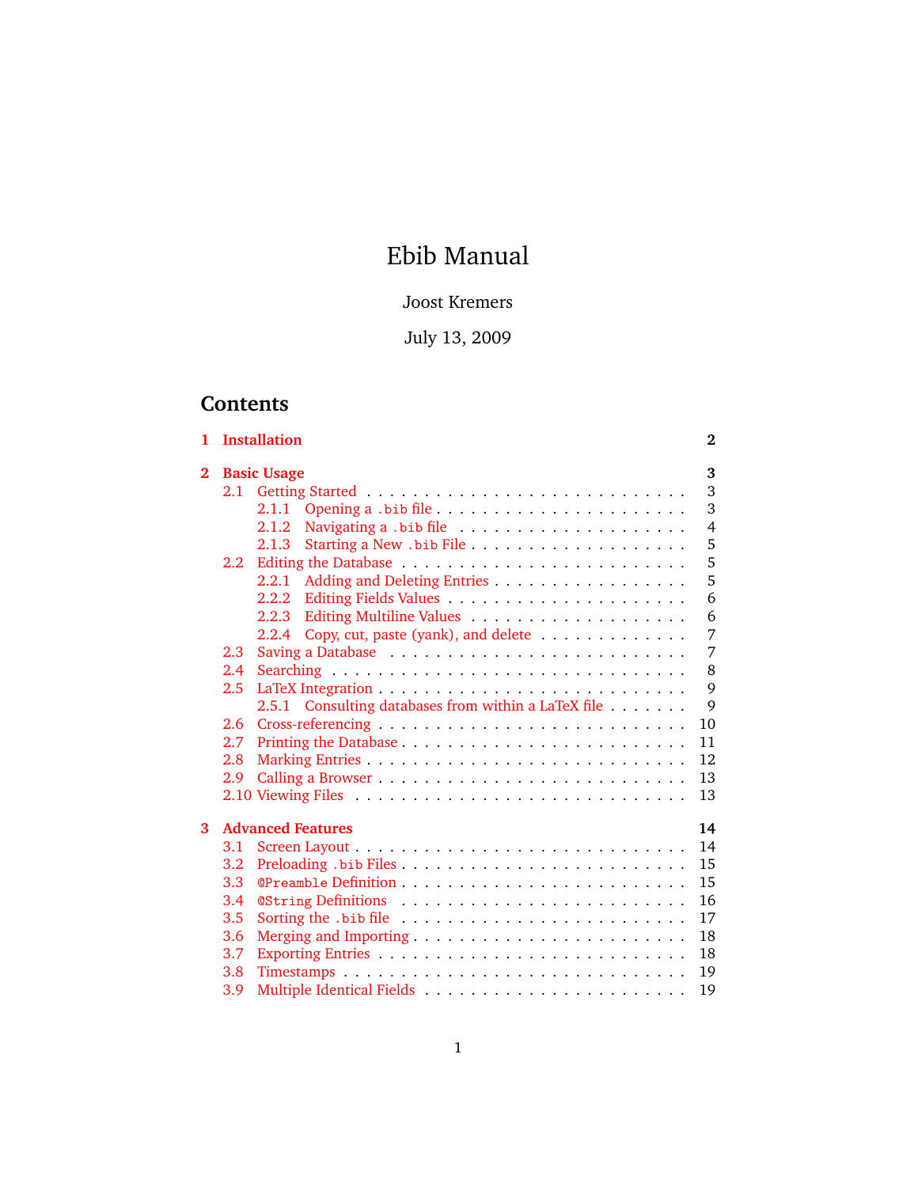# Ebib Manual

Joost Kremers

July 13, 2009

## Contents

- **1 Installation** — 2
- **2 Basic Usage** — 3
  - 2.1 Getting Started — 3
    - 2.1.1 Opening a `.bib` file — 3
    - 2.1.2 Navigating a `.bib` file — 4
    - 2.1.3 Starting a New `.bib` File — 5
  - 2.2 Editing the Database — 5
    - 2.2.1 Adding and Deleting Entries — 5
    - 2.2.2 Editing Fields Values — 6
    - 2.2.3 Editing Multiline Values — 6
    - 2.2.4 Copy, cut, paste (yank), and delete — 7
  - 2.3 Saving a Database — 7
  - 2.4 Searching — 8
  - 2.5 LaTeX Integration — 9
    - 2.5.1 Consulting databases from within a LaTeX file — 9
  - 2.6 Cross-referencing — 10
  - 2.7 Printing the Database — 11
  - 2.8 Marking Entries — 12
  - 2.9 Calling a Browser — 13
  - 2.10 Viewing Files — 13
- **3 Advanced Features** — 14
  - 3.1 Screen Layout — 14
  - 3.2 Preloading `.bib` Files — 15
  - 3.3 `@Preamble` Definition — 15
  - 3.4 `@String` Definitions — 16
  - 3.5 Sorting the `.bib` file — 17
  - 3.6 Merging and Importing — 18
  - 3.7 Exporting Entries — 18
  - 3.8 Timestamps — 19
  - 3.9 Multiple Identical Fields — 19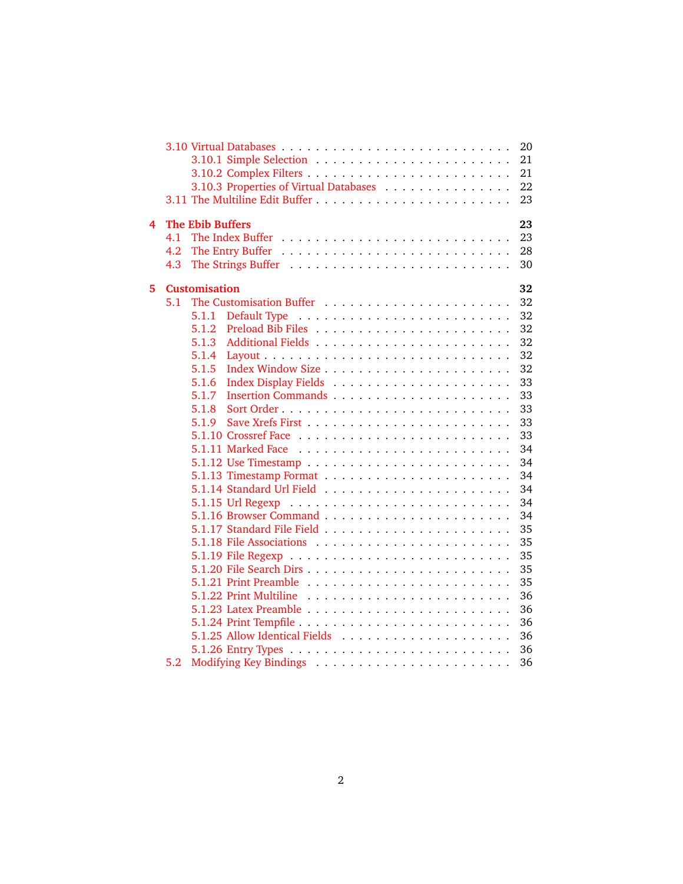- 3.10 Virtual Databases . . . . . . . . . . . . . . . . . . . . . . . . . 20
  - 3.10.1 Simple Selection . . . . . . . . . . . . . . . . . . . . . . 21
  - 3.10.2 Complex Filters . . . . . . . . . . . . . . . . . . . . . . 21
  - 3.10.3 Properties of Virtual Databases . . . . . . . . . . . . . . . 22
- 3.11 The Multiline Edit Buffer . . . . . . . . . . . . . . . . . . . . . 23

**4 The Ebib Buffers** **23**
- 4.1 The Index Buffer . . . . . . . . . . . . . . . . . . . . . . . . . 23
- 4.2 The Entry Buffer . . . . . . . . . . . . . . . . . . . . . . . . . 28
- 4.3 The Strings Buffer . . . . . . . . . . . . . . . . . . . . . . . . 30

**5 Customisation** **32**
- 5.1 The Customisation Buffer . . . . . . . . . . . . . . . . . . . . . 32
  - 5.1.1 Default Type . . . . . . . . . . . . . . . . . . . . . . . 32
  - 5.1.2 Preload Bib Files . . . . . . . . . . . . . . . . . . . . . 32
  - 5.1.3 Additional Fields . . . . . . . . . . . . . . . . . . . . . 32
  - 5.1.4 Layout . . . . . . . . . . . . . . . . . . . . . . . . . . 32
  - 5.1.5 Index Window Size . . . . . . . . . . . . . . . . . . . . . 32
  - 5.1.6 Index Display Fields . . . . . . . . . . . . . . . . . . . 33
  - 5.1.7 Insertion Commands . . . . . . . . . . . . . . . . . . . . 33
  - 5.1.8 Sort Order . . . . . . . . . . . . . . . . . . . . . . . . 33
  - 5.1.9 Save Xrefs First . . . . . . . . . . . . . . . . . . . . . 33
  - 5.1.10 Crossref Face . . . . . . . . . . . . . . . . . . . . . . 33
  - 5.1.11 Marked Face . . . . . . . . . . . . . . . . . . . . . . . 34
  - 5.1.12 Use Timestamp . . . . . . . . . . . . . . . . . . . . . . 34
  - 5.1.13 Timestamp Format . . . . . . . . . . . . . . . . . . . . 34
  - 5.1.14 Standard Url Field . . . . . . . . . . . . . . . . . . . . 34
  - 5.1.15 Url Regexp . . . . . . . . . . . . . . . . . . . . . . . 34
  - 5.1.16 Browser Command . . . . . . . . . . . . . . . . . . . . . 34
  - 5.1.17 Standard File Field . . . . . . . . . . . . . . . . . . . 35
  - 5.1.18 File Associations . . . . . . . . . . . . . . . . . . . . 35
  - 5.1.19 File Regexp . . . . . . . . . . . . . . . . . . . . . . . 35
  - 5.1.20 File Search Dirs . . . . . . . . . . . . . . . . . . . . . 35
  - 5.1.21 Print Preamble . . . . . . . . . . . . . . . . . . . . . 35
  - 5.1.22 Print Multiline . . . . . . . . . . . . . . . . . . . . . 36
  - 5.1.23 Latex Preamble . . . . . . . . . . . . . . . . . . . . . 36
  - 5.1.24 Print Tempfile . . . . . . . . . . . . . . . . . . . . . 36
  - 5.1.25 Allow Identical Fields . . . . . . . . . . . . . . . . . . 36
  - 5.1.26 Entry Types . . . . . . . . . . . . . . . . . . . . . . . 36
- 5.2 Modifying Key Bindings . . . . . . . . . . . . . . . . . . . . . . 36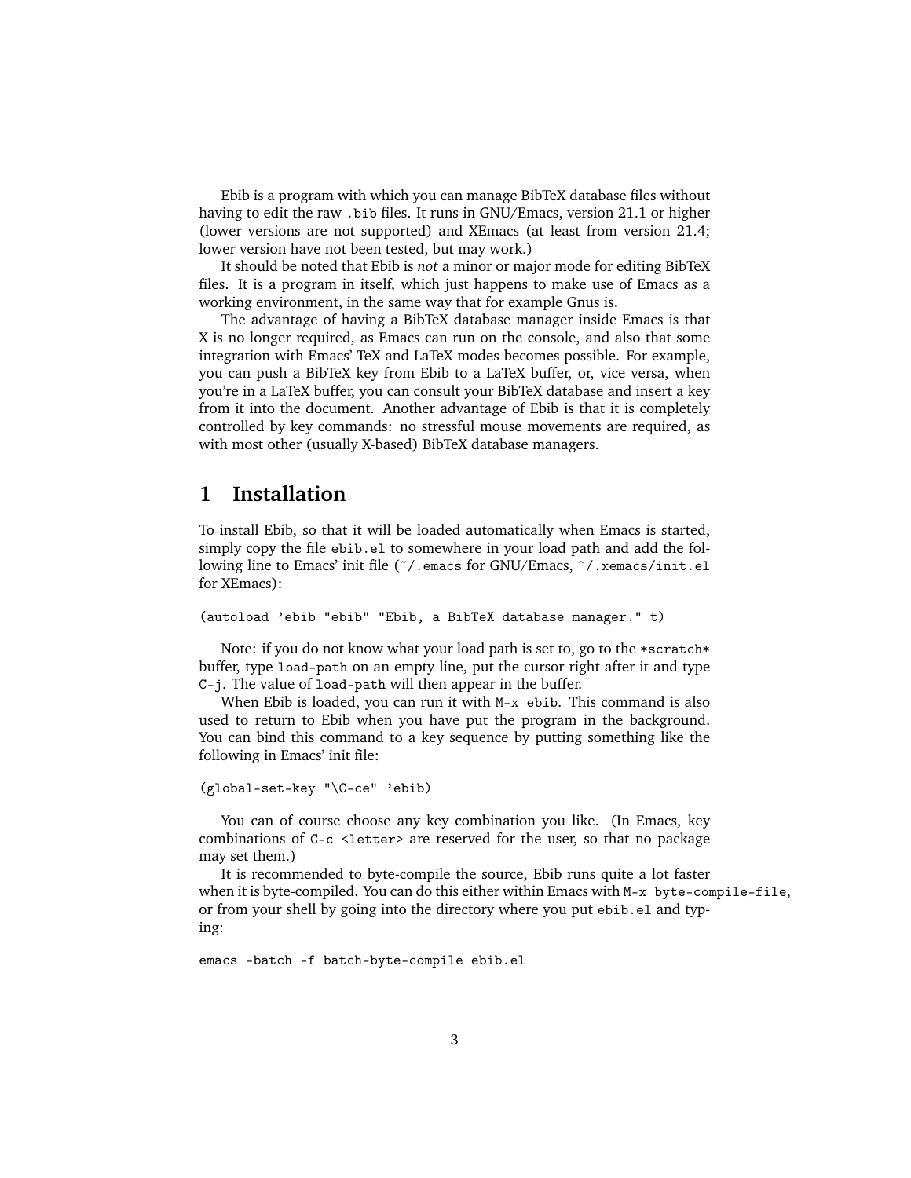Ebib is a program with which you can manage BibTeX database files without having to edit the raw `.bib` files. It runs in GNU/Emacs, version 21.1 or higher (lower versions are not supported) and XEmacs (at least from version 21.4; lower version have not been tested, but may work.)

It should be noted that Ebib is *not* a minor or major mode for editing BibTeX files. It is a program in itself, which just happens to make use of Emacs as a working environment, in the same way that for example Gnus is.

The advantage of having a BibTeX database manager inside Emacs is that X is no longer required, as Emacs can run on the console, and also that some integration with Emacs' TeX and LaTeX modes becomes possible. For example, you can push a BibTeX key from Ebib to a LaTeX buffer, or, vice versa, when you're in a LaTeX buffer, you can consult your BibTeX database and insert a key from it into the document. Another advantage of Ebib is that it is completely controlled by key commands: no stressful mouse movements are required, as with most other (usually X-based) BibTeX database managers.

# 1 Installation

To install Ebib, so that it will be loaded automatically when Emacs is started, simply copy the file `ebib.el` to somewhere in your load path and add the following line to Emacs' init file (`~/.emacs` for GNU/Emacs, `~/.xemacs/init.el` for XEmacs):

```
(autoload 'ebib "ebib" "Ebib, a BibTeX database manager." t)
```

Note: if you do not know what your load path is set to, go to the `*scratch*` buffer, type `load-path` on an empty line, put the cursor right after it and type `C-j`. The value of `load-path` will then appear in the buffer.

When Ebib is loaded, you can run it with `M-x ebib`. This command is also used to return to Ebib when you have put the program in the background. You can bind this command to a key sequence by putting something like the following in Emacs' init file:

```
(global-set-key "\C-ce" 'ebib)
```

You can of course choose any key combination you like. (In Emacs, key combinations of `C-c <letter>` are reserved for the user, so that no package may set them.)

It is recommended to byte-compile the source, Ebib runs quite a lot faster when it is byte-compiled. You can do this either within Emacs with `M-x byte-compile-file`, or from your shell by going into the directory where you put `ebib.el` and typing:

```
emacs -batch -f batch-byte-compile ebib.el
```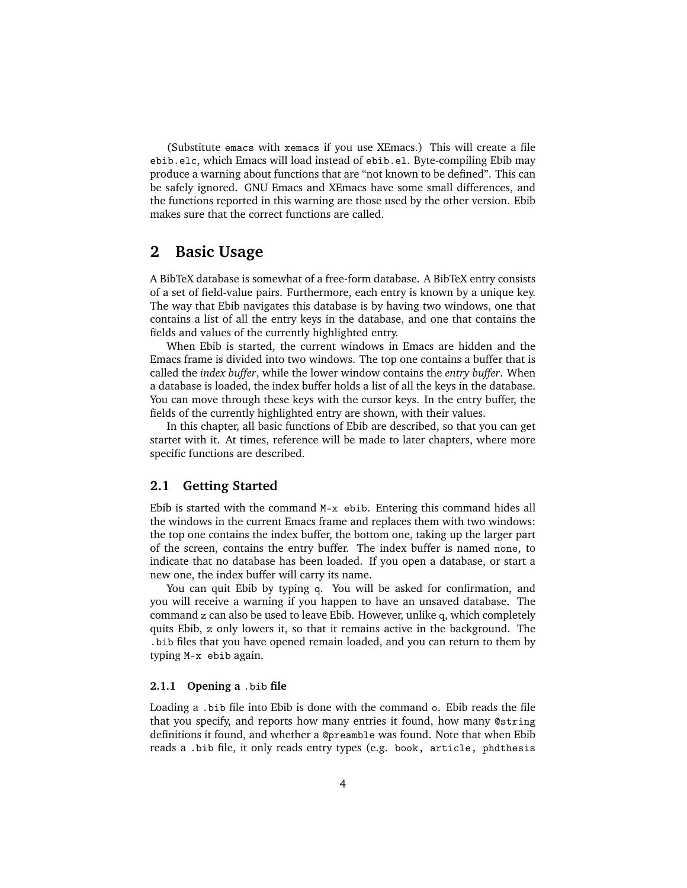(Substitute `emacs` with `xemacs` if you use XEmacs.) This will create a file `ebib.elc`, which Emacs will load instead of `ebib.el`. Byte-compiling Ebib may produce a warning about functions that are "not known to be defined". This can be safely ignored. GNU Emacs and XEmacs have some small differences, and the functions reported in this warning are those used by the other version. Ebib makes sure that the correct functions are called.

# 2 Basic Usage

A BibTeX database is somewhat of a free-form database. A BibTeX entry consists of a set of field-value pairs. Furthermore, each entry is known by a unique key. The way that Ebib navigates this database is by having two windows, one that contains a list of all the entry keys in the database, and one that contains the fields and values of the currently highlighted entry.

When Ebib is started, the current windows in Emacs are hidden and the Emacs frame is divided into two windows. The top one contains a buffer that is called the *index buffer*, while the lower window contains the *entry buffer*. When a database is loaded, the index buffer holds a list of all the keys in the database. You can move through these keys with the cursor keys. In the entry buffer, the fields of the currently highlighted entry are shown, with their values.

In this chapter, all basic functions of Ebib are described, so that you can get startet with it. At times, reference will be made to later chapters, where more specific functions are described.

## 2.1 Getting Started

Ebib is started with the command `M-x ebib`. Entering this command hides all the windows in the current Emacs frame and replaces them with two windows: the top one contains the index buffer, the bottom one, taking up the larger part of the screen, contains the entry buffer. The index buffer is named `none`, to indicate that no database has been loaded. If you open a database, or start a new one, the index buffer will carry its name.

You can quit Ebib by typing `q`. You will be asked for confirmation, and you will receive a warning if you happen to have an unsaved database. The command `z` can also be used to leave Ebib. However, unlike `q`, which completely quits Ebib, `z` only lowers it, so that it remains active in the background. The `.bib` files that you have opened remain loaded, and you can return to them by typing `M-x ebib` again.

### 2.1.1 Opening a `.bib` file

Loading a `.bib` file into Ebib is done with the command `o`. Ebib reads the file that you specify, and reports how many entries it found, how many `@string` definitions it found, and whether a `@preamble` was found. Note that when Ebib reads a `.bib` file, it only reads entry types (e.g. `book, article, phdthesis`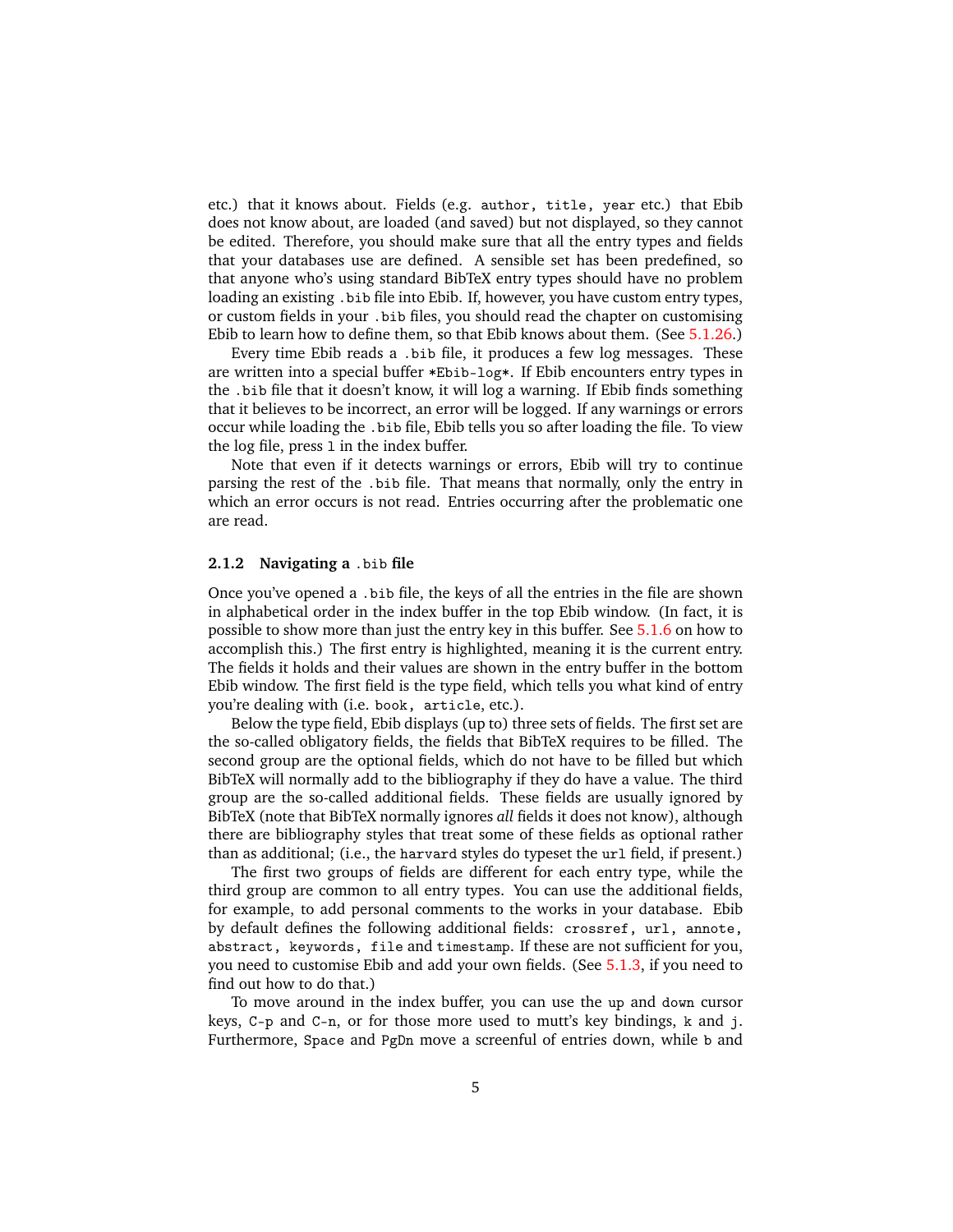etc.) that it knows about. Fields (e.g. `author`, `title`, `year` etc.) that Ebib does not know about, are loaded (and saved) but not displayed, so they cannot be edited. Therefore, you should make sure that all the entry types and fields that your databases use are defined. A sensible set has been predefined, so that anyone who's using standard BibTeX entry types should have no problem loading an existing `.bib` file into Ebib. If, however, you have custom entry types, or custom fields in your `.bib` files, you should read the chapter on customising Ebib to learn how to define them, so that Ebib knows about them. (See 5.1.26.)

Every time Ebib reads a `.bib` file, it produces a few log messages. These are written into a special buffer `*Ebib-log*`. If Ebib encounters entry types in the `.bib` file that it doesn't know, it will log a warning. If Ebib finds something that it believes to be incorrect, an error will be logged. If any warnings or errors occur while loading the `.bib` file, Ebib tells you so after loading the file. To view the log file, press `l` in the index buffer.

Note that even if it detects warnings or errors, Ebib will try to continue parsing the rest of the `.bib` file. That means that normally, only the entry in which an error occurs is not read. Entries occurring after the problematic one are read.

### 2.1.2 Navigating a `.bib` file

Once you've opened a `.bib` file, the keys of all the entries in the file are shown in alphabetical order in the index buffer in the top Ebib window. (In fact, it is possible to show more than just the entry key in this buffer. See 5.1.6 on how to accomplish this.) The first entry is highlighted, meaning it is the current entry. The fields it holds and their values are shown in the entry buffer in the bottom Ebib window. The first field is the type field, which tells you what kind of entry you're dealing with (i.e. `book`, `article`, etc.).

Below the type field, Ebib displays (up to) three sets of fields. The first set are the so-called obligatory fields, the fields that BibTeX requires to be filled. The second group are the optional fields, which do not have to be filled but which BibTeX will normally add to the bibliography if they do have a value. The third group are the so-called additional fields. These fields are usually ignored by BibTeX (note that BibTeX normally ignores *all* fields it does not know), although there are bibliography styles that treat some of these fields as optional rather than as additional; (i.e., the `harvard` styles do typeset the `url` field, if present.)

The first two groups of fields are different for each entry type, while the third group are common to all entry types. You can use the additional fields, for example, to add personal comments to the works in your database. Ebib by default defines the following additional fields: `crossref`, `url`, `annote`, `abstract`, `keywords`, `file` and `timestamp`. If these are not sufficient for you, you need to customise Ebib and add your own fields. (See 5.1.3, if you need to find out how to do that.)

To move around in the index buffer, you can use the `up` and `down` cursor keys, `C-p` and `C-n`, or for those more used to mutt's key bindings, `k` and `j`. Furthermore, `Space` and `PgDn` move a screenful of entries down, while `b` and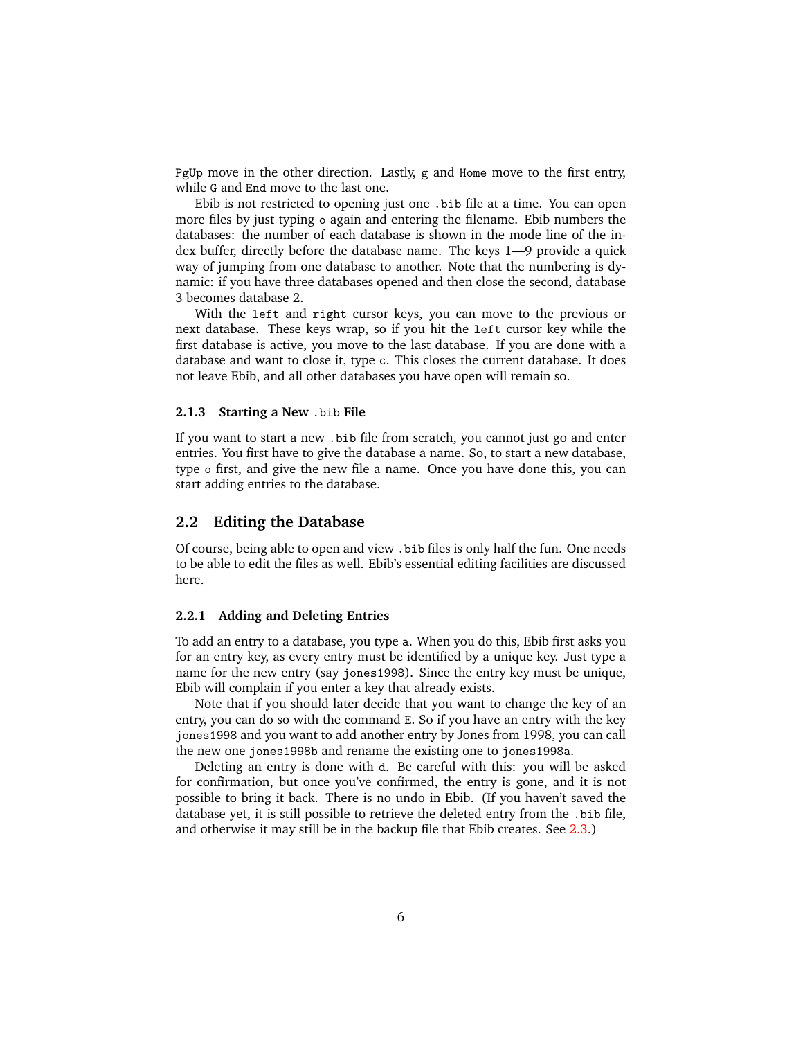`PgUp` move in the other direction. Lastly, `g` and `Home` move to the first entry, while `G` and `End` move to the last one.

Ebib is not restricted to opening just one `.bib` file at a time. You can open more files by just typing `o` again and entering the filename. Ebib numbers the databases: the number of each database is shown in the mode line of the index buffer, directly before the database name. The keys 1—9 provide a quick way of jumping from one database to another. Note that the numbering is dynamic: if you have three databases opened and then close the second, database 3 becomes database 2.

With the `left` and `right` cursor keys, you can move to the previous or next database. These keys wrap, so if you hit the `left` cursor key while the first database is active, you move to the last database. If you are done with a database and want to close it, type `c`. This closes the current database. It does not leave Ebib, and all other databases you have open will remain so.

### 2.1.3 Starting a New `.bib` File

If you want to start a new `.bib` file from scratch, you cannot just go and enter entries. You first have to give the database a name. So, to start a new database, type `o` first, and give the new file a name. Once you have done this, you can start adding entries to the database.

## 2.2 Editing the Database

Of course, being able to open and view `.bib` files is only half the fun. One needs to be able to edit the files as well. Ebib's essential editing facilities are discussed here.

### 2.2.1 Adding and Deleting Entries

To add an entry to a database, you type `a`. When you do this, Ebib first asks you for an entry key, as every entry must be identified by a unique key. Just type a name for the new entry (say `jones1998`). Since the entry key must be unique, Ebib will complain if you enter a key that already exists.

Note that if you should later decide that you want to change the key of an entry, you can do so with the command `E`. So if you have an entry with the key `jones1998` and you want to add another entry by Jones from 1998, you can call the new one `jones1998b` and rename the existing one to `jones1998a`.

Deleting an entry is done with `d`. Be careful with this: you will be asked for confirmation, but once you've confirmed, the entry is gone, and it is not possible to bring it back. There is no undo in Ebib. (If you haven't saved the database yet, it is still possible to retrieve the deleted entry from the `.bib` file, and otherwise it may still be in the backup file that Ebib creates. See 2.3.)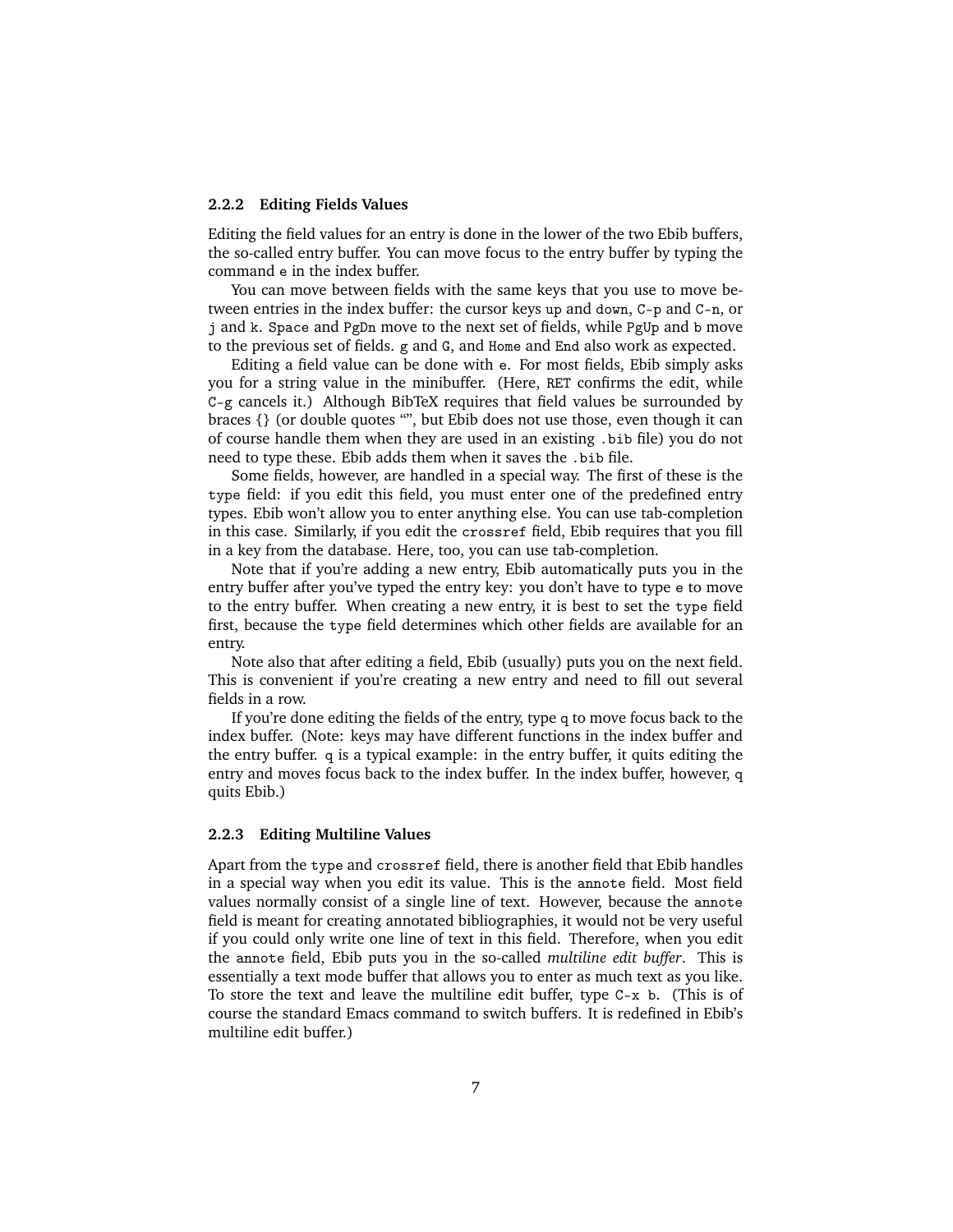### 2.2.2 Editing Fields Values

Editing the field values for an entry is done in the lower of the two Ebib buffers, the so-called entry buffer. You can move focus to the entry buffer by typing the command `e` in the index buffer.

You can move between fields with the same keys that you use to move between entries in the index buffer: the cursor keys `up` and `down`, `C-p` and `C-n`, or `j` and `k`. `Space` and `PgDn` move to the next set of fields, while `PgUp` and `b` move to the previous set of fields. `g` and `G`, and `Home` and `End` also work as expected.

Editing a field value can be done with `e`. For most fields, Ebib simply asks you for a string value in the minibuffer. (Here, `RET` confirms the edit, while `C-g` cancels it.) Although BibTeX requires that field values be surrounded by braces `{}` (or double quotes `""`, but Ebib does not use those, even though it can of course handle them when they are used in an existing `.bib` file) you do not need to type these. Ebib adds them when it saves the `.bib` file.

Some fields, however, are handled in a special way. The first of these is the `type` field: if you edit this field, you must enter one of the predefined entry types. Ebib won't allow you to enter anything else. You can use tab-completion in this case. Similarly, if you edit the `crossref` field, Ebib requires that you fill in a key from the database. Here, too, you can use tab-completion.

Note that if you're adding a new entry, Ebib automatically puts you in the entry buffer after you've typed the entry key: you don't have to type `e` to move to the entry buffer. When creating a new entry, it is best to set the `type` field first, because the `type` field determines which other fields are available for an entry.

Note also that after editing a field, Ebib (usually) puts you on the next field. This is convenient if you're creating a new entry and need to fill out several fields in a row.

If you're done editing the fields of the entry, type `q` to move focus back to the index buffer. (Note: keys may have different functions in the index buffer and the entry buffer. `q` is a typical example: in the entry buffer, it quits editing the entry and moves focus back to the index buffer. In the index buffer, however, `q` quits Ebib.)

### 2.2.3 Editing Multiline Values

Apart from the `type` and `crossref` field, there is another field that Ebib handles in a special way when you edit its value. This is the `annote` field. Most field values normally consist of a single line of text. However, because the `annote` field is meant for creating annotated bibliographies, it would not be very useful if you could only write one line of text in this field. Therefore, when you edit the `annote` field, Ebib puts you in the so-called *multiline edit buffer*. This is essentially a text mode buffer that allows you to enter as much text as you like. To store the text and leave the multiline edit buffer, type `C-x b`. (This is of course the standard Emacs command to switch buffers. It is redefined in Ebib's multiline edit buffer.)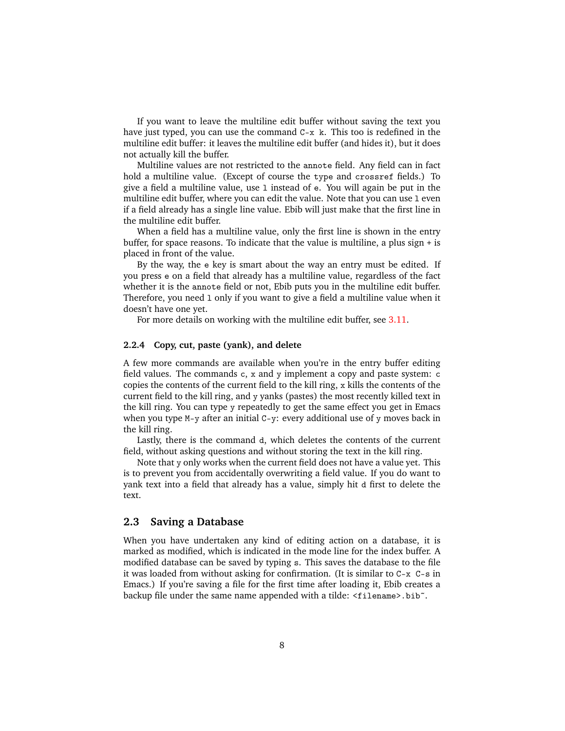If you want to leave the multiline edit buffer without saving the text you have just typed, you can use the command `C-x k`. This too is redefined in the multiline edit buffer: it leaves the multiline edit buffer (and hides it), but it does not actually kill the buffer.

Multiline values are not restricted to the `annote` field. Any field can in fact hold a multiline value. (Except of course the `type` and `crossref` fields.) To give a field a multiline value, use `l` instead of `e`. You will again be put in the multiline edit buffer, where you can edit the value. Note that you can use `l` even if a field already has a single line value. Ebib will just make that the first line in the multiline edit buffer.

When a field has a multiline value, only the first line is shown in the entry buffer, for space reasons. To indicate that the value is multiline, a plus sign `+` is placed in front of the value.

By the way, the `e` key is smart about the way an entry must be edited. If you press `e` on a field that already has a multiline value, regardless of the fact whether it is the `annote` field or not, Ebib puts you in the multiline edit buffer. Therefore, you need `l` only if you want to give a field a multiline value when it doesn't have one yet.

For more details on working with the multiline edit buffer, see 3.11.

### 2.2.4 Copy, cut, paste (yank), and delete

A few more commands are available when you're in the entry buffer editing field values. The commands `c`, `x` and `y` implement a copy and paste system: `c` copies the contents of the current field to the kill ring, `x` kills the contents of the current field to the kill ring, and `y` yanks (pastes) the most recently killed text in the kill ring. You can type `y` repeatedly to get the same effect you get in Emacs when you type `M-y` after an initial `C-y`: every additional use of `y` moves back in the kill ring.

Lastly, there is the command `d`, which deletes the contents of the current field, without asking questions and without storing the text in the kill ring.

Note that `y` only works when the current field does not have a value yet. This is to prevent you from accidentally overwriting a field value. If you do want to yank text into a field that already has a value, simply hit `d` first to delete the text.

## 2.3 Saving a Database

When you have undertaken any kind of editing action on a database, it is marked as modified, which is indicated in the mode line for the index buffer. A modified database can be saved by typing `s`. This saves the database to the file it was loaded from without asking for confirmation. (It is similar to `C-x C-s` in Emacs.) If you're saving a file for the first time after loading it, Ebib creates a backup file under the same name appended with a tilde: `<filename>.bib~`.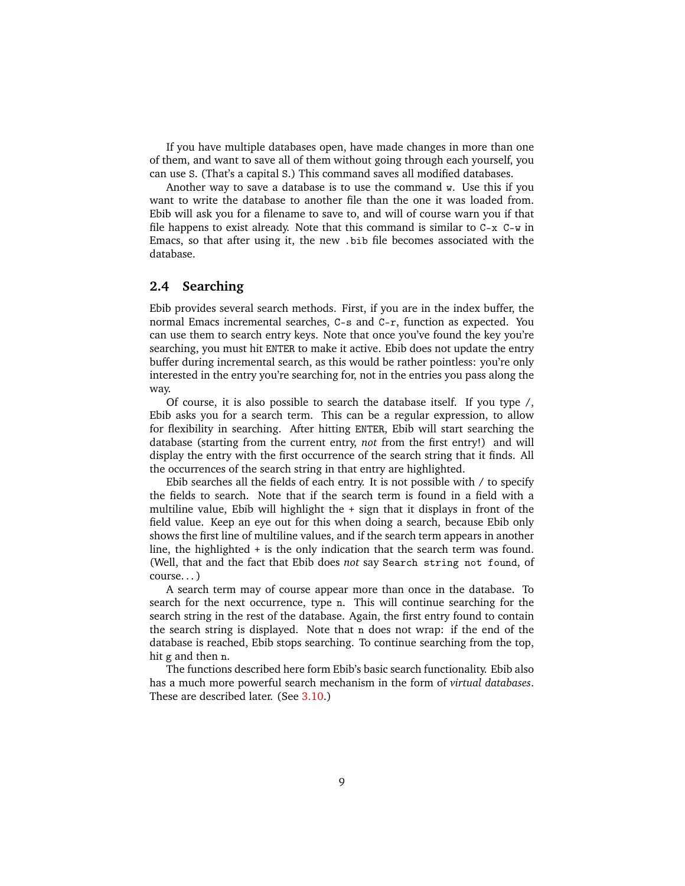If you have multiple databases open, have made changes in more than one of them, and want to save all of them without going through each yourself, you can use `S`. (That's a capital `S`.) This command saves all modified databases.

Another way to save a database is to use the command `w`. Use this if you want to write the database to another file than the one it was loaded from. Ebib will ask you for a filename to save to, and will of course warn you if that file happens to exist already. Note that this command is similar to `C-x C-w` in Emacs, so that after using it, the new `.bib` file becomes associated with the database.

## 2.4 Searching

Ebib provides several search methods. First, if you are in the index buffer, the normal Emacs incremental searches, `C-s` and `C-r`, function as expected. You can use them to search entry keys. Note that once you've found the key you're searching, you must hit `ENTER` to make it active. Ebib does not update the entry buffer during incremental search, as this would be rather pointless: you're only interested in the entry you're searching for, not in the entries you pass along the way.

Of course, it is also possible to search the database itself. If you type `/`, Ebib asks you for a search term. This can be a regular expression, to allow for flexibility in searching. After hitting `ENTER`, Ebib will start searching the database (starting from the current entry, *not* from the first entry!) and will display the entry with the first occurrence of the search string that it finds. All the occurrences of the search string in that entry are highlighted.

Ebib searches all the fields of each entry. It is not possible with `/` to specify the fields to search. Note that if the search term is found in a field with a multiline value, Ebib will highlight the `+` sign that it displays in front of the field value. Keep an eye out for this when doing a search, because Ebib only shows the first line of multiline values, and if the search term appears in another line, the highlighted `+` is the only indication that the search term was found. (Well, that and the fact that Ebib does *not* say `Search string not found`, of course...)

A search term may of course appear more than once in the database. To search for the next occurrence, type `n`. This will continue searching for the search string in the rest of the database. Again, the first entry found to contain the search string is displayed. Note that `n` does not wrap: if the end of the database is reached, Ebib stops searching. To continue searching from the top, hit `g` and then `n`.

The functions described here form Ebib's basic search functionality. Ebib also has a much more powerful search mechanism in the form of *virtual databases*. These are described later. (See 3.10.)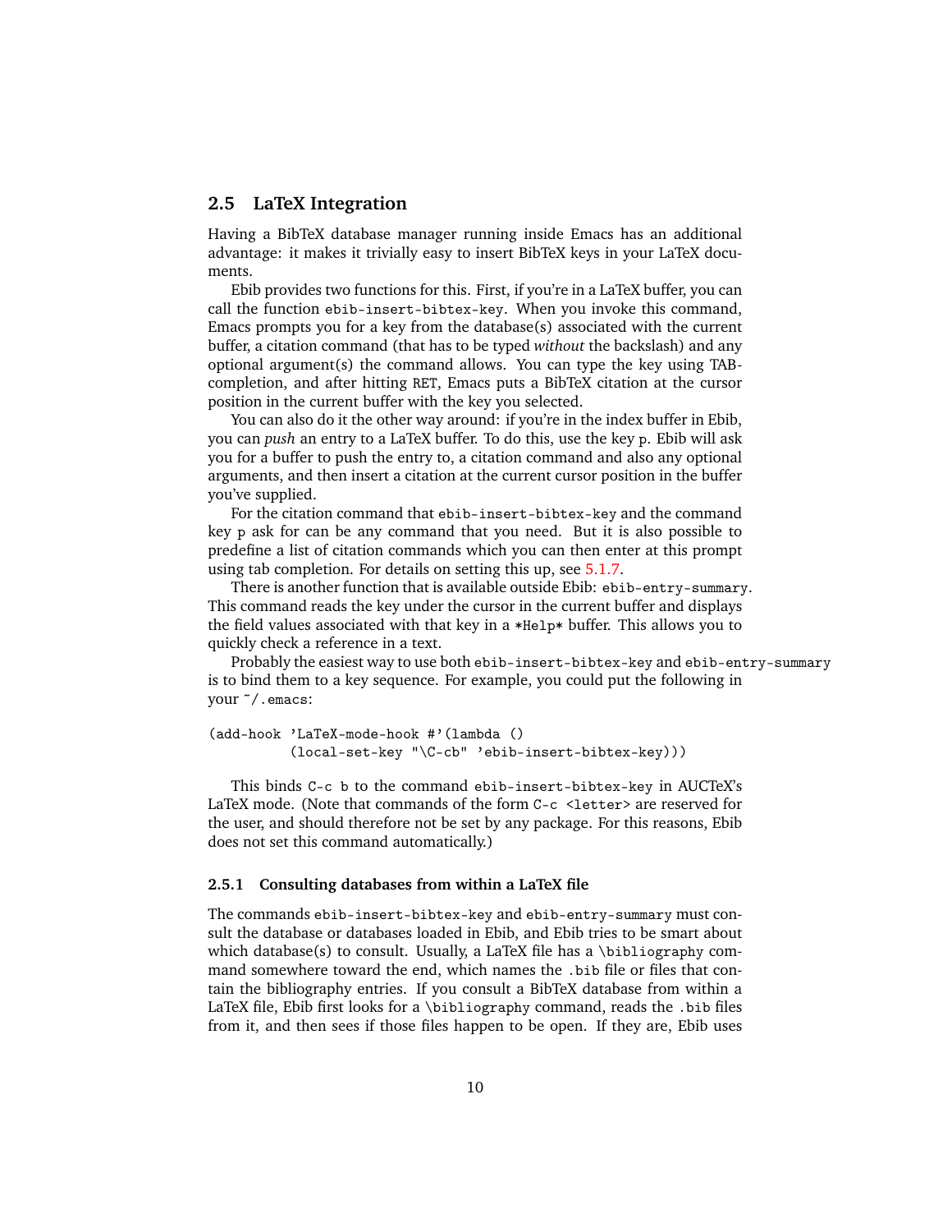## 2.5 LaTeX Integration

Having a BibTeX database manager running inside Emacs has an additional advantage: it makes it trivially easy to insert BibTeX keys in your LaTeX documents.

Ebib provides two functions for this. First, if you're in a LaTeX buffer, you can call the function `ebib-insert-bibtex-key`. When you invoke this command, Emacs prompts you for a key from the database(s) associated with the current buffer, a citation command (that has to be typed *without* the backslash) and any optional argument(s) the command allows. You can type the key using TAB-completion, and after hitting `RET`, Emacs puts a BibTeX citation at the cursor position in the current buffer with the key you selected.

You can also do it the other way around: if you're in the index buffer in Ebib, you can *push* an entry to a LaTeX buffer. To do this, use the key `p`. Ebib will ask you for a buffer to push the entry to, a citation command and also any optional arguments, and then insert a citation at the current cursor position in the buffer you've supplied.

For the citation command that `ebib-insert-bibtex-key` and the command key `p` ask for can be any command that you need. But it is also possible to predefine a list of citation commands which you can then enter at this prompt using tab completion. For details on setting this up, see 5.1.7.

There is another function that is available outside Ebib: `ebib-entry-summary`. This command reads the key under the cursor in the current buffer and displays the field values associated with that key in a `*Help*` buffer. This allows you to quickly check a reference in a text.

Probably the easiest way to use both `ebib-insert-bibtex-key` and `ebib-entry-summary` is to bind them to a key sequence. For example, you could put the following in your `~/.emacs`:

```
(add-hook 'LaTeX-mode-hook #'(lambda ()
          (local-set-key "\C-cb" 'ebib-insert-bibtex-key)))
```

This binds `C-c b` to the command `ebib-insert-bibtex-key` in AUCTeX's LaTeX mode. (Note that commands of the form `C-c <letter>` are reserved for the user, and should therefore not be set by any package. For this reasons, Ebib does not set this command automatically.)

### 2.5.1 Consulting databases from within a LaTeX file

The commands `ebib-insert-bibtex-key` and `ebib-entry-summary` must consult the database or databases loaded in Ebib, and Ebib tries to be smart about which database(s) to consult. Usually, a LaTeX file has a `\bibliography` command somewhere toward the end, which names the `.bib` file or files that contain the bibliography entries. If you consult a BibTeX database from within a LaTeX file, Ebib first looks for a `\bibliography` command, reads the `.bib` files from it, and then sees if those files happen to be open. If they are, Ebib uses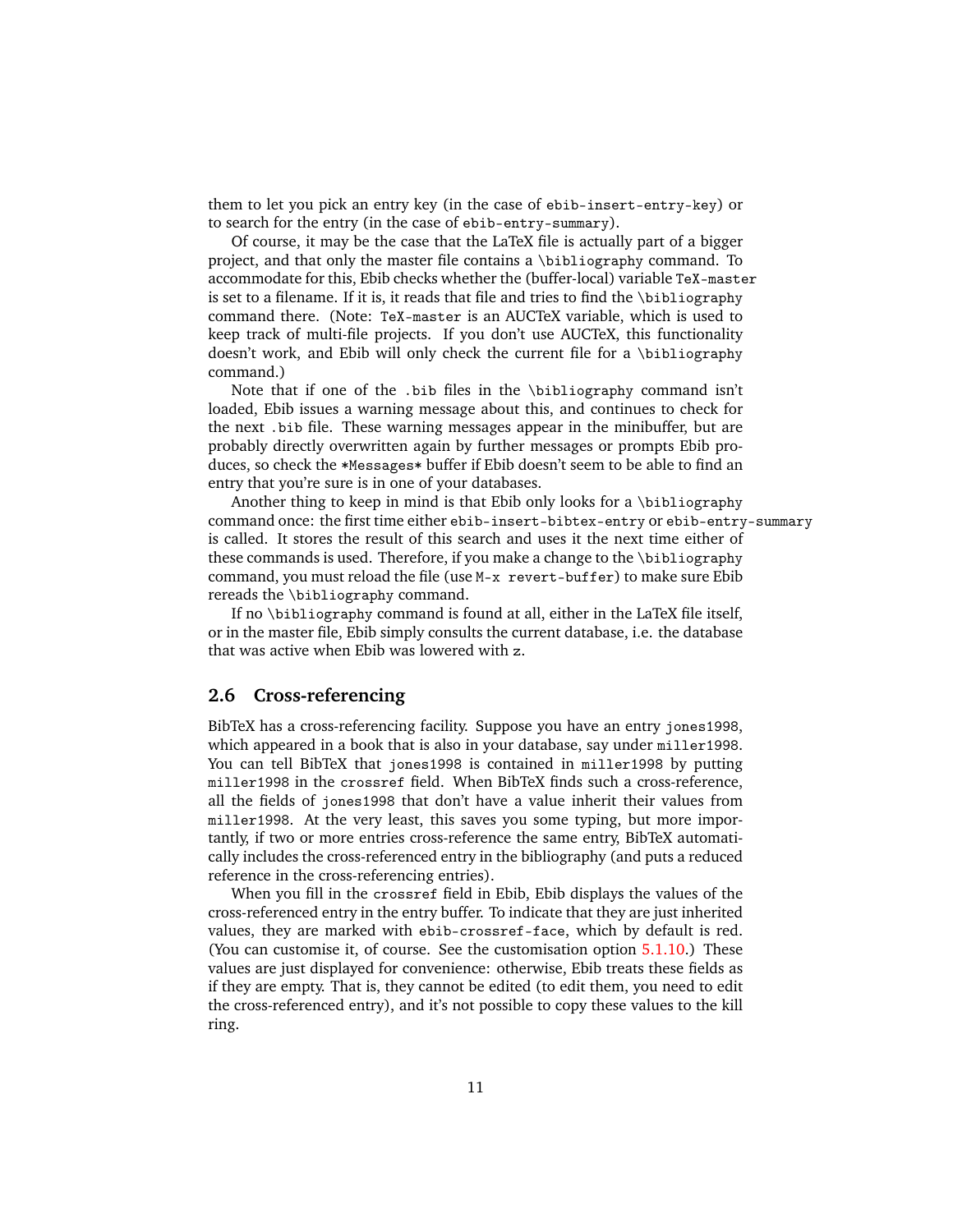them to let you pick an entry key (in the case of `ebib-insert-entry-key`) or to search for the entry (in the case of `ebib-entry-summary`).

Of course, it may be the case that the LaTeX file is actually part of a bigger project, and that only the master file contains a `\bibliography` command. To accommodate for this, Ebib checks whether the (buffer-local) variable `TeX-master` is set to a filename. If it is, it reads that file and tries to find the `\bibliography` command there. (Note: `TeX-master` is an AUCTeX variable, which is used to keep track of multi-file projects. If you don't use AUCTeX, this functionality doesn't work, and Ebib will only check the current file for a `\bibliography` command.)

Note that if one of the `.bib` files in the `\bibliography` command isn't loaded, Ebib issues a warning message about this, and continues to check for the next `.bib` file. These warning messages appear in the minibuffer, but are probably directly overwritten again by further messages or prompts Ebib produces, so check the `*Messages*` buffer if Ebib doesn't seem to be able to find an entry that you're sure is in one of your databases.

Another thing to keep in mind is that Ebib only looks for a `\bibliography` command once: the first time either `ebib-insert-bibtex-entry` or `ebib-entry-summary` is called. It stores the result of this search and uses it the next time either of these commands is used. Therefore, if you make a change to the `\bibliography` command, you must reload the file (use `M-x revert-buffer`) to make sure Ebib rereads the `\bibliography` command.

If no `\bibliography` command is found at all, either in the LaTeX file itself, or in the master file, Ebib simply consults the current database, i.e. the database that was active when Ebib was lowered with `z`.

## 2.6 Cross-referencing

BibTeX has a cross-referencing facility. Suppose you have an entry `jones1998`, which appeared in a book that is also in your database, say under `miller1998`. You can tell BibTeX that `jones1998` is contained in `miller1998` by putting `miller1998` in the `crossref` field. When BibTeX finds such a cross-reference, all the fields of `jones1998` that don't have a value inherit their values from `miller1998`. At the very least, this saves you some typing, but more importantly, if two or more entries cross-reference the same entry, BibTeX automatically includes the cross-referenced entry in the bibliography (and puts a reduced reference in the cross-referencing entries).

When you fill in the `crossref` field in Ebib, Ebib displays the values of the cross-referenced entry in the entry buffer. To indicate that they are just inherited values, they are marked with `ebib-crossref-face`, which by default is red. (You can customise it, of course. See the customisation option 5.1.10.) These values are just displayed for convenience: otherwise, Ebib treats these fields as if they are empty. That is, they cannot be edited (to edit them, you need to edit the cross-referenced entry), and it's not possible to copy these values to the kill ring.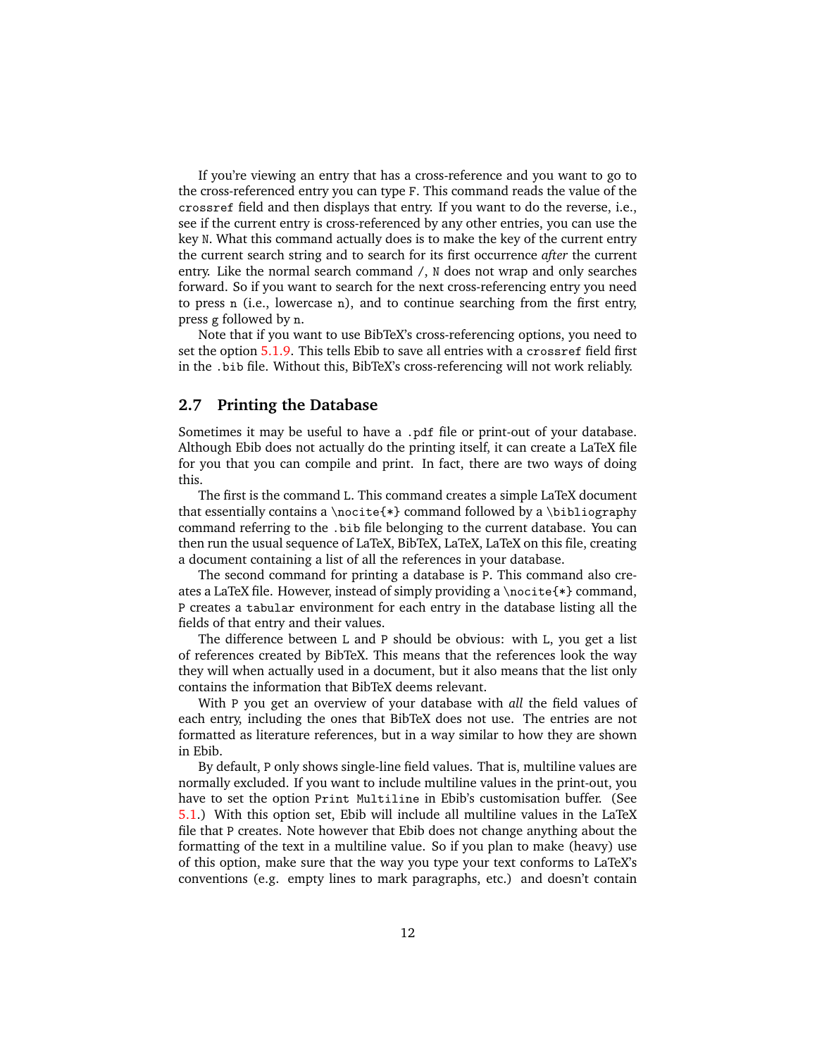If you're viewing an entry that has a cross-reference and you want to go to the cross-referenced entry you can type `F`. This command reads the value of the `crossref` field and then displays that entry. If you want to do the reverse, i.e., see if the current entry is cross-referenced by any other entries, you can use the key `N`. What this command actually does is to make the key of the current entry the current search string and to search for its first occurrence *after* the current entry. Like the normal search command `/`, `N` does not wrap and only searches forward. So if you want to search for the next cross-referencing entry you need to press `n` (i.e., lowercase `n`), and to continue searching from the first entry, press `g` followed by `n`.

Note that if you want to use BibTeX's cross-referencing options, you need to set the option 5.1.9. This tells Ebib to save all entries with a `crossref` field first in the `.bib` file. Without this, BibTeX's cross-referencing will not work reliably.

## 2.7 Printing the Database

Sometimes it may be useful to have a `.pdf` file or print-out of your database. Although Ebib does not actually do the printing itself, it can create a LaTeX file for you that you can compile and print. In fact, there are two ways of doing this.

The first is the command `L`. This command creates a simple LaTeX document that essentially contains a `\nocite{*}` command followed by a `\bibliography` command referring to the `.bib` file belonging to the current database. You can then run the usual sequence of LaTeX, BibTeX, LaTeX, LaTeX on this file, creating a document containing a list of all the references in your database.

The second command for printing a database is `P`. This command also creates a LaTeX file. However, instead of simply providing a `\nocite{*}` command, `P` creates a `tabular` environment for each entry in the database listing all the fields of that entry and their values.

The difference between `L` and `P` should be obvious: with `L`, you get a list of references created by BibTeX. This means that the references look the way they will when actually used in a document, but it also means that the list only contains the information that BibTeX deems relevant.

With `P` you get an overview of your database with *all* the field values of each entry, including the ones that BibTeX does not use. The entries are not formatted as literature references, but in a way similar to how they are shown in Ebib.

By default, `P` only shows single-line field values. That is, multiline values are normally excluded. If you want to include multiline values in the print-out, you have to set the option `Print Multiline` in Ebib's customisation buffer. (See 5.1.) With this option set, Ebib will include all multiline values in the LaTeX file that `P` creates. Note however that Ebib does not change anything about the formatting of the text in a multiline value. So if you plan to make (heavy) use of this option, make sure that the way you type your text conforms to LaTeX's conventions (e.g. empty lines to mark paragraphs, etc.) and doesn't contain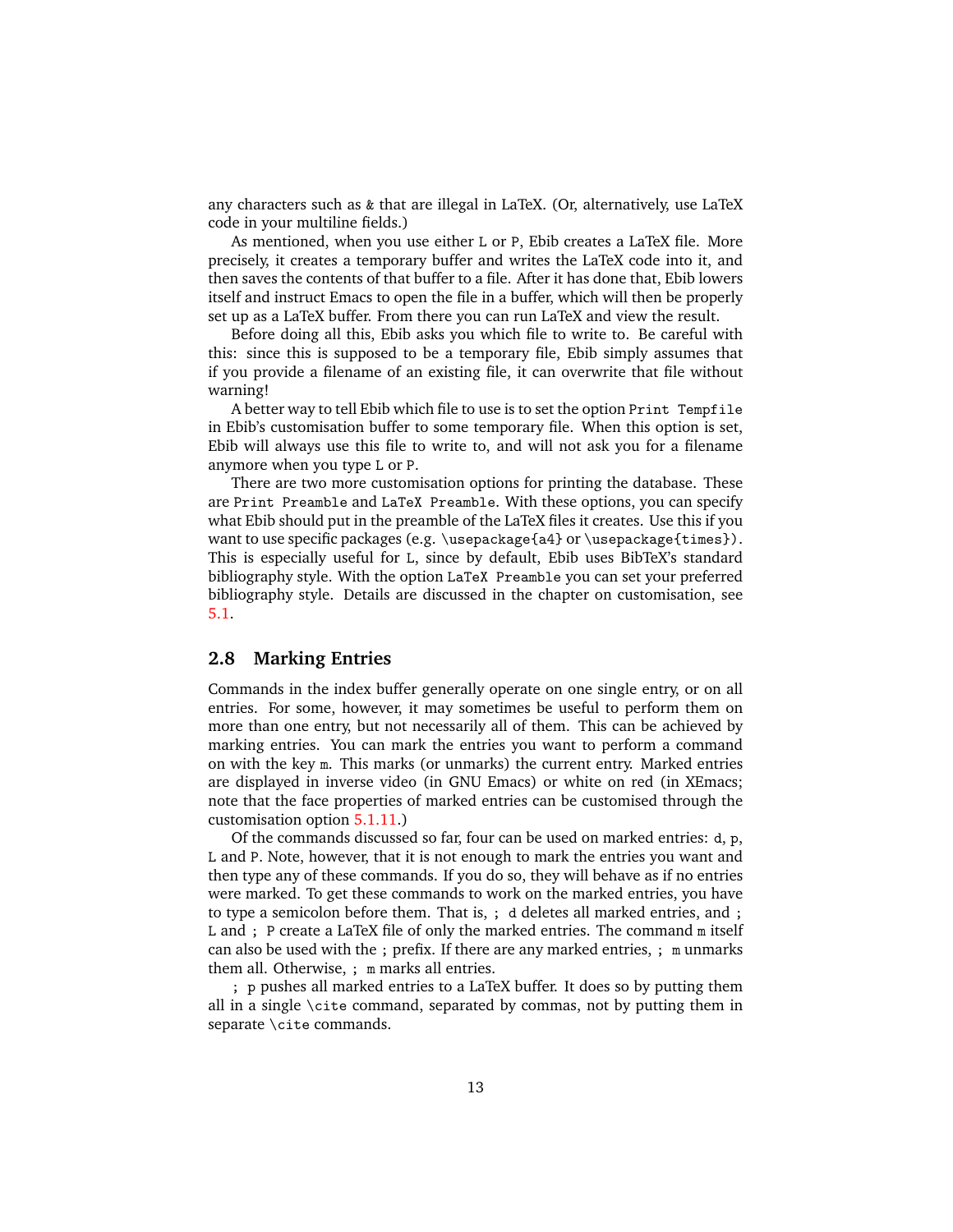any characters such as `&` that are illegal in LaTeX. (Or, alternatively, use LaTeX code in your multiline fields.)

As mentioned, when you use either `L` or `P`, Ebib creates a LaTeX file. More precisely, it creates a temporary buffer and writes the LaTeX code into it, and then saves the contents of that buffer to a file. After it has done that, Ebib lowers itself and instruct Emacs to open the file in a buffer, which will then be properly set up as a LaTeX buffer. From there you can run LaTeX and view the result.

Before doing all this, Ebib asks you which file to write to. Be careful with this: since this is supposed to be a temporary file, Ebib simply assumes that if you provide a filename of an existing file, it can overwrite that file without warning!

A better way to tell Ebib which file to use is to set the option `Print Tempfile` in Ebib's customisation buffer to some temporary file. When this option is set, Ebib will always use this file to write to, and will not ask you for a filename anymore when you type `L` or `P`.

There are two more customisation options for printing the database. These are `Print Preamble` and `LaTeX Preamble`. With these options, you can specify what Ebib should put in the preamble of the LaTeX files it creates. Use this if you want to use specific packages (e.g. `\usepackage{a4}` or `\usepackage{times}`). This is especially useful for `L`, since by default, Ebib uses BibTeX's standard bibliography style. With the option `LaTeX Preamble` you can set your preferred bibliography style. Details are discussed in the chapter on customisation, see 5.1.

## 2.8 Marking Entries

Commands in the index buffer generally operate on one single entry, or on all entries. For some, however, it may sometimes be useful to perform them on more than one entry, but not necessarily all of them. This can be achieved by marking entries. You can mark the entries you want to perform a command on with the key `m`. This marks (or unmarks) the current entry. Marked entries are displayed in inverse video (in GNU Emacs) or white on red (in XEmacs; note that the face properties of marked entries can be customised through the customisation option 5.1.11.)

Of the commands discussed so far, four can be used on marked entries: `d`, `p`, `L` and `P`. Note, however, that it is not enough to mark the entries you want and then type any of these commands. If you do so, they will behave as if no entries were marked. To get these commands to work on the marked entries, you have to type a semicolon before them. That is, `; d` deletes all marked entries, and `; L` and `; P` create a LaTeX file of only the marked entries. The command `m` itself can also be used with the `;` prefix. If there are any marked entries, `; m` unmarks them all. Otherwise, `; m` marks all entries.

`; p` pushes all marked entries to a LaTeX buffer. It does so by putting them all in a single `\cite` command, separated by commas, not by putting them in separate `\cite` commands.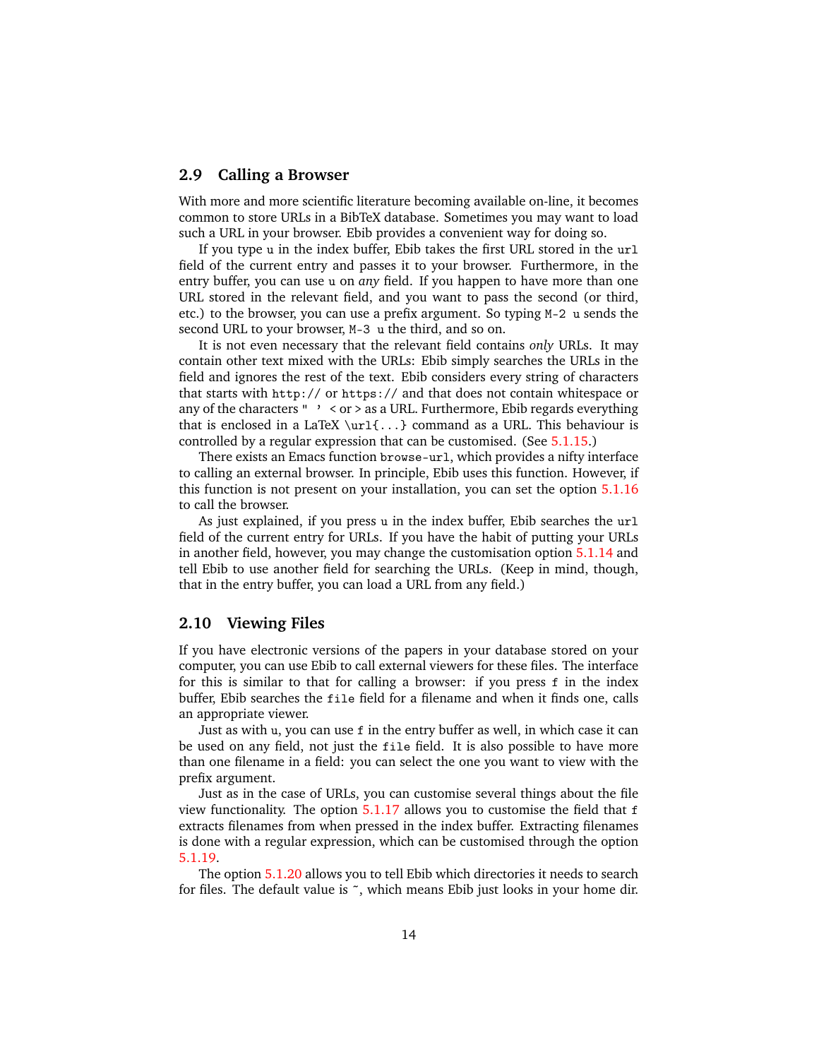## 2.9 Calling a Browser

With more and more scientific literature becoming available on-line, it becomes common to store URLs in a BibTeX database. Sometimes you may want to load such a URL in your browser. Ebib provides a convenient way for doing so.

If you type `u` in the index buffer, Ebib takes the first URL stored in the `url` field of the current entry and passes it to your browser. Furthermore, in the entry buffer, you can use `u` on *any* field. If you happen to have more than one URL stored in the relevant field, and you want to pass the second (or third, etc.) to the browser, you can use a prefix argument. So typing `M-2 u` sends the second URL to your browser, `M-3 u` the third, and so on.

It is not even necessary that the relevant field contains *only* URLs. It may contain other text mixed with the URLs: Ebib simply searches the URLs in the field and ignores the rest of the text. Ebib considers every string of characters that starts with `http://` or `https://` and that does not contain whitespace or any of the characters `" '` < or > as a URL. Furthermore, Ebib regards everything that is enclosed in a LaTeX `\url{...}` command as a URL. This behaviour is controlled by a regular expression that can be customised. (See 5.1.15.)

There exists an Emacs function `browse-url`, which provides a nifty interface to calling an external browser. In principle, Ebib uses this function. However, if this function is not present on your installation, you can set the option 5.1.16 to call the browser.

As just explained, if you press `u` in the index buffer, Ebib searches the `url` field of the current entry for URLs. If you have the habit of putting your URLs in another field, however, you may change the customisation option 5.1.14 and tell Ebib to use another field for searching the URLs. (Keep in mind, though, that in the entry buffer, you can load a URL from any field.)

## 2.10 Viewing Files

If you have electronic versions of the papers in your database stored on your computer, you can use Ebib to call external viewers for these files. The interface for this is similar to that for calling a browser: if you press `f` in the index buffer, Ebib searches the `file` field for a filename and when it finds one, calls an appropriate viewer.

Just as with `u`, you can use `f` in the entry buffer as well, in which case it can be used on any field, not just the `file` field. It is also possible to have more than one filename in a field: you can select the one you want to view with the prefix argument.

Just as in the case of URLs, you can customise several things about the file view functionality. The option 5.1.17 allows you to customise the field that `f` extracts filenames from when pressed in the index buffer. Extracting filenames is done with a regular expression, which can be customised through the option 5.1.19.

The option 5.1.20 allows you to tell Ebib which directories it needs to search for files. The default value is `~`, which means Ebib just looks in your home dir.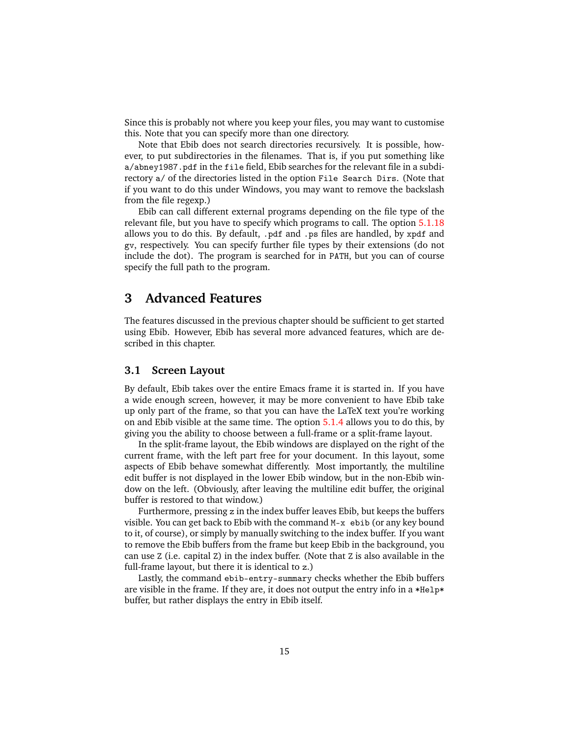Since this is probably not where you keep your files, you may want to customise this. Note that you can specify more than one directory.

Note that Ebib does not search directories recursively. It is possible, however, to put subdirectories in the filenames. That is, if you put something like `a/abney1987.pdf` in the `file` field, Ebib searches for the relevant file in a subdirectory `a/` of the directories listed in the option `File Search Dirs`. (Note that if you want to do this under Windows, you may want to remove the backslash from the file regexp.)

Ebib can call different external programs depending on the file type of the relevant file, but you have to specify which programs to call. The option 5.1.18 allows you to do this. By default, `.pdf` and `.ps` files are handled, by `xpdf` and `gv`, respectively. You can specify further file types by their extensions (do not include the dot). The program is searched for in `PATH`, but you can of course specify the full path to the program.

# 3 Advanced Features

The features discussed in the previous chapter should be sufficient to get started using Ebib. However, Ebib has several more advanced features, which are described in this chapter.

## 3.1 Screen Layout

By default, Ebib takes over the entire Emacs frame it is started in. If you have a wide enough screen, however, it may be more convenient to have Ebib take up only part of the frame, so that you can have the LaTeX text you're working on and Ebib visible at the same time. The option 5.1.4 allows you to do this, by giving you the ability to choose between a full-frame or a split-frame layout.

In the split-frame layout, the Ebib windows are displayed on the right of the current frame, with the left part free for your document. In this layout, some aspects of Ebib behave somewhat differently. Most importantly, the multiline edit buffer is not displayed in the lower Ebib window, but in the non-Ebib window on the left. (Obviously, after leaving the multiline edit buffer, the original buffer is restored to that window.)

Furthermore, pressing `z` in the index buffer leaves Ebib, but keeps the buffers visible. You can get back to Ebib with the command `M-x ebib` (or any key bound to it, of course), or simply by manually switching to the index buffer. If you want to remove the Ebib buffers from the frame but keep Ebib in the background, you can use `Z` (i.e. capital `Z`) in the index buffer. (Note that `Z` is also available in the full-frame layout, but there it is identical to `z`.)

Lastly, the command `ebib-entry-summary` checks whether the Ebib buffers are visible in the frame. If they are, it does not output the entry info in a `*Help*` buffer, but rather displays the entry in Ebib itself.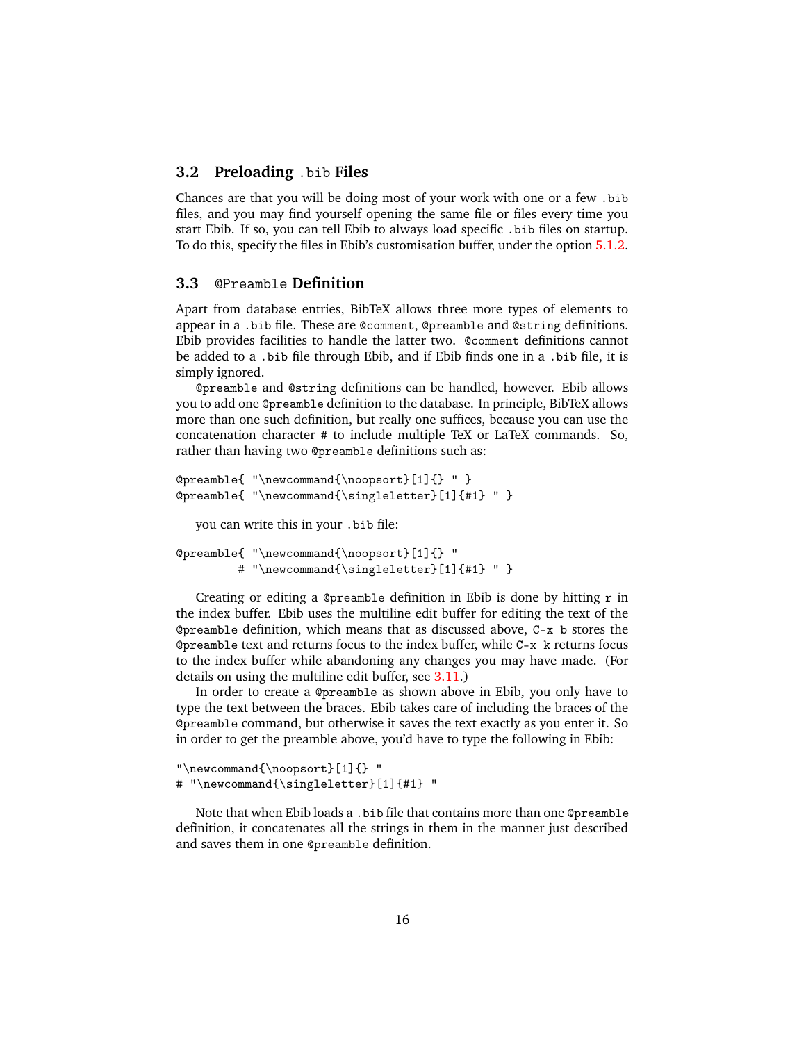### 3.2 Preloading `.bib` Files

Chances are that you will be doing most of your work with one or a few `.bib` files, and you may find yourself opening the same file or files every time you start Ebib. If so, you can tell Ebib to always load specific `.bib` files on startup. To do this, specify the files in Ebib's customisation buffer, under the option 5.1.2.

### 3.3 `@Preamble` Definition

Apart from database entries, BibTeX allows three more types of elements to appear in a `.bib` file. These are `@comment`, `@preamble` and `@string` definitions. Ebib provides facilities to handle the latter two. `@comment` definitions cannot be added to a `.bib` file through Ebib, and if Ebib finds one in a `.bib` file, it is simply ignored.

`@preamble` and `@string` definitions can be handled, however. Ebib allows you to add one `@preamble` definition to the database. In principle, BibTeX allows more than one such definition, but really one suffices, because you can use the concatenation character `#` to include multiple TeX or LaTeX commands. So, rather than having two `@preamble` definitions such as:

```
@preamble{ "\newcommand{\noopsort}[1]{} " }
@preamble{ "\newcommand{\singleletter}[1]{#1} " }
```

you can write this in your `.bib` file:

```
@preamble{ "\newcommand{\noopsort}[1]{} "
         # "\newcommand{\singleletter}[1]{#1} " }
```

Creating or editing a `@preamble` definition in Ebib is done by hitting `r` in the index buffer. Ebib uses the multiline edit buffer for editing the text of the `@preamble` definition, which means that as discussed above, `C-x b` stores the `@preamble` text and returns focus to the index buffer, while `C-x k` returns focus to the index buffer while abandoning any changes you may have made. (For details on using the multiline edit buffer, see 3.11.)

In order to create a `@preamble` as shown above in Ebib, you only have to type the text between the braces. Ebib takes care of including the braces of the `@preamble` command, but otherwise it saves the text exactly as you enter it. So in order to get the preamble above, you'd have to type the following in Ebib:

```
"\newcommand{\noopsort}[1]{} "
# "\newcommand{\singleletter}[1]{#1} "
```

Note that when Ebib loads a `.bib` file that contains more than one `@preamble` definition, it concatenates all the strings in them in the manner just described and saves them in one `@preamble` definition.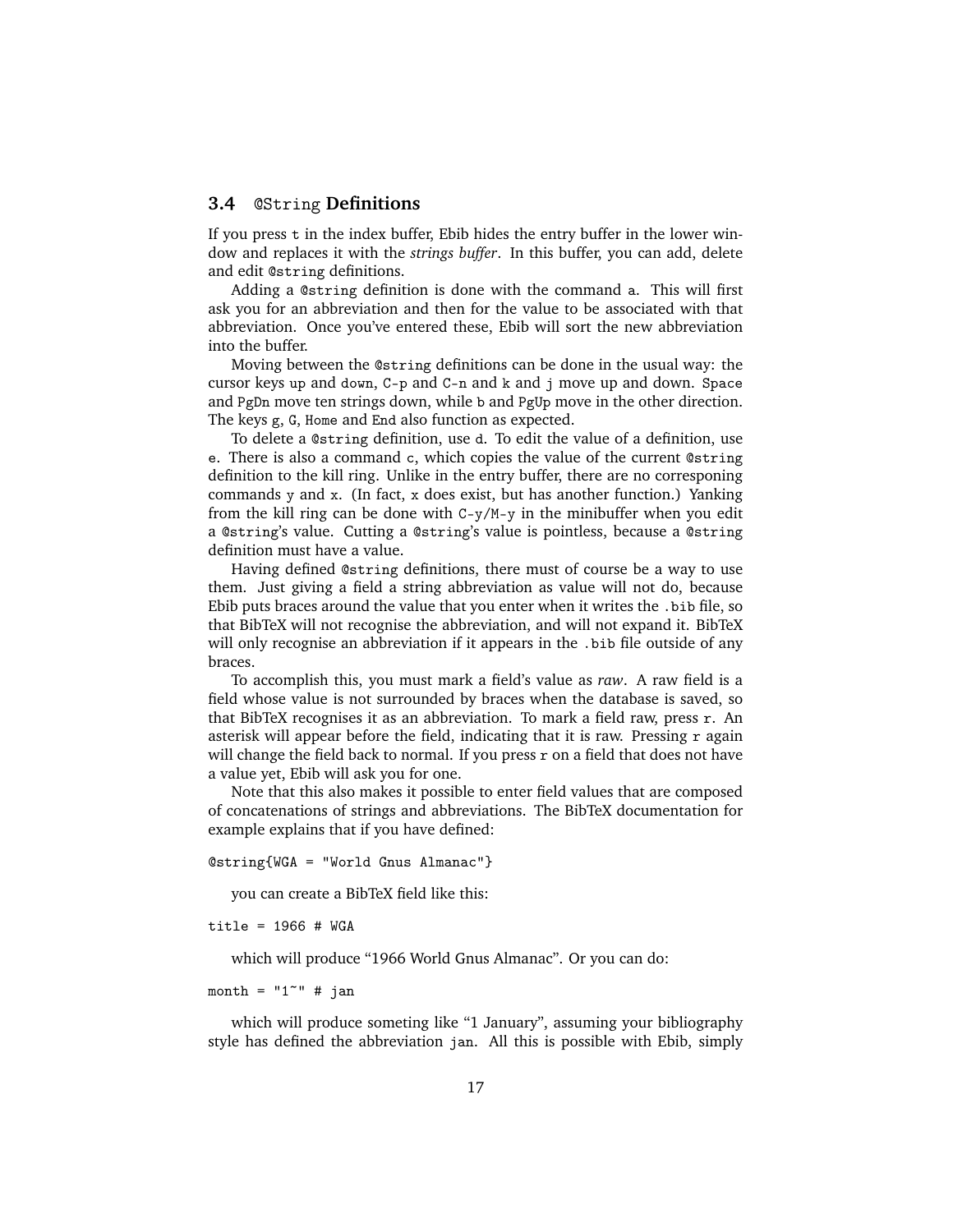### 3.4 `@String` Definitions

If you press `t` in the index buffer, Ebib hides the entry buffer in the lower window and replaces it with the *strings buffer*. In this buffer, you can add, delete and edit `@string` definitions.

Adding a `@string` definition is done with the command `a`. This will first ask you for an abbreviation and then for the value to be associated with that abbreviation. Once you've entered these, Ebib will sort the new abbreviation into the buffer.

Moving between the `@string` definitions can be done in the usual way: the cursor keys `up` and `down`, `C-p` and `C-n` and `k` and `j` move up and down. `Space` and `PgDn` move ten strings down, while `b` and `PgUp` move in the other direction. The keys `g`, `G`, `Home` and `End` also function as expected.

To delete a `@string` definition, use `d`. To edit the value of a definition, use `e`. There is also a command `c`, which copies the value of the current `@string` definition to the kill ring. Unlike in the entry buffer, there are no corresponing commands `y` and `x`. (In fact, `x` does exist, but has another function.) Yanking from the kill ring can be done with `C-y`/`M-y` in the minibuffer when you edit a `@string`'s value. Cutting a `@string`'s value is pointless, because a `@string` definition must have a value.

Having defined `@string` definitions, there must of course be a way to use them. Just giving a field a string abbreviation as value will not do, because Ebib puts braces around the value that you enter when it writes the `.bib` file, so that BibTeX will not recognise the abbreviation, and will not expand it. BibTeX will only recognise an abbreviation if it appears in the `.bib` file outside of any braces.

To accomplish this, you must mark a field's value as *raw*. A raw field is a field whose value is not surrounded by braces when the database is saved, so that BibTeX recognises it as an abbreviation. To mark a field raw, press `r`. An asterisk will appear before the field, indicating that it is raw. Pressing `r` again will change the field back to normal. If you press `r` on a field that does not have a value yet, Ebib will ask you for one.

Note that this also makes it possible to enter field values that are composed of concatenations of strings and abbreviations. The BibTeX documentation for example explains that if you have defined:

```
@string{WGA = "World Gnus Almanac"}
```

you can create a BibTeX field like this:

```
title = 1966 # WGA
```

which will produce "1966 World Gnus Almanac". Or you can do:

```
month = "1~" # jan
```

which will produce someting like "1 January", assuming your bibliography style has defined the abbreviation `jan`. All this is possible with Ebib, simply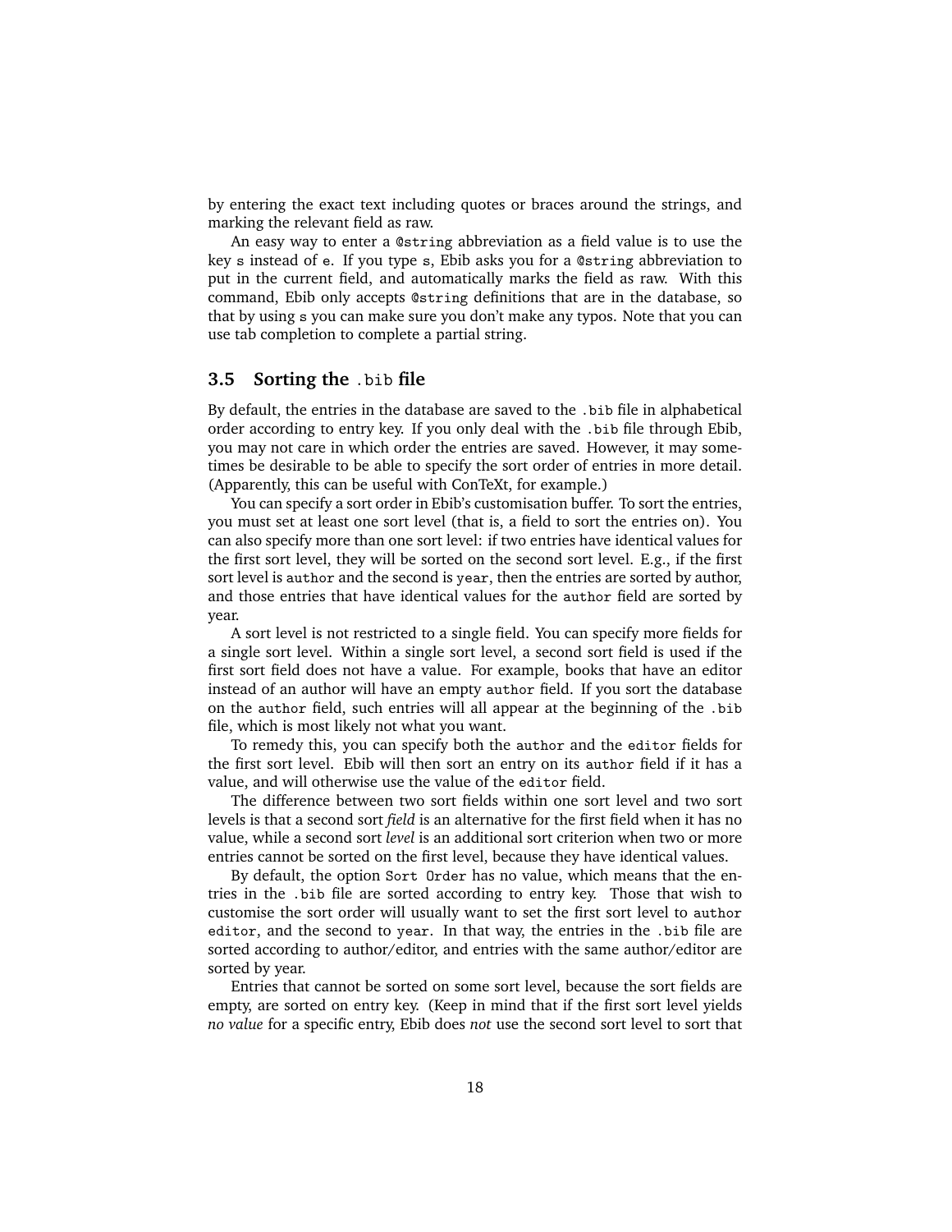by entering the exact text including quotes or braces around the strings, and marking the relevant field as raw.

An easy way to enter a `@string` abbreviation as a field value is to use the key `s` instead of `e`. If you type `s`, Ebib asks you for a `@string` abbreviation to put in the current field, and automatically marks the field as raw. With this command, Ebib only accepts `@string` definitions that are in the database, so that by using `s` you can make sure you don't make any typos. Note that you can use tab completion to complete a partial string.

### 3.5 Sorting the `.bib` file

By default, the entries in the database are saved to the `.bib` file in alphabetical order according to entry key. If you only deal with the `.bib` file through Ebib, you may not care in which order the entries are saved. However, it may sometimes be desirable to be able to specify the sort order of entries in more detail. (Apparently, this can be useful with ConTeXt, for example.)

You can specify a sort order in Ebib's customisation buffer. To sort the entries, you must set at least one sort level (that is, a field to sort the entries on). You can also specify more than one sort level: if two entries have identical values for the first sort level, they will be sorted on the second sort level. E.g., if the first sort level is `author` and the second is `year`, then the entries are sorted by author, and those entries that have identical values for the `author` field are sorted by year.

A sort level is not restricted to a single field. You can specify more fields for a single sort level. Within a single sort level, a second sort field is used if the first sort field does not have a value. For example, books that have an editor instead of an author will have an empty `author` field. If you sort the database on the `author` field, such entries will all appear at the beginning of the `.bib` file, which is most likely not what you want.

To remedy this, you can specify both the `author` and the `editor` fields for the first sort level. Ebib will then sort an entry on its `author` field if it has a value, and will otherwise use the value of the `editor` field.

The difference between two sort fields within one sort level and two sort levels is that a second sort *field* is an alternative for the first field when it has no value, while a second sort *level* is an additional sort criterion when two or more entries cannot be sorted on the first level, because they have identical values.

By default, the option `Sort Order` has no value, which means that the entries in the `.bib` file are sorted according to entry key. Those that wish to customise the sort order will usually want to set the first sort level to `author editor`, and the second to `year`. In that way, the entries in the `.bib` file are sorted according to author/editor, and entries with the same author/editor are sorted by year.

Entries that cannot be sorted on some sort level, because the sort fields are empty, are sorted on entry key. (Keep in mind that if the first sort level yields *no value* for a specific entry, Ebib does *not* use the second sort level to sort that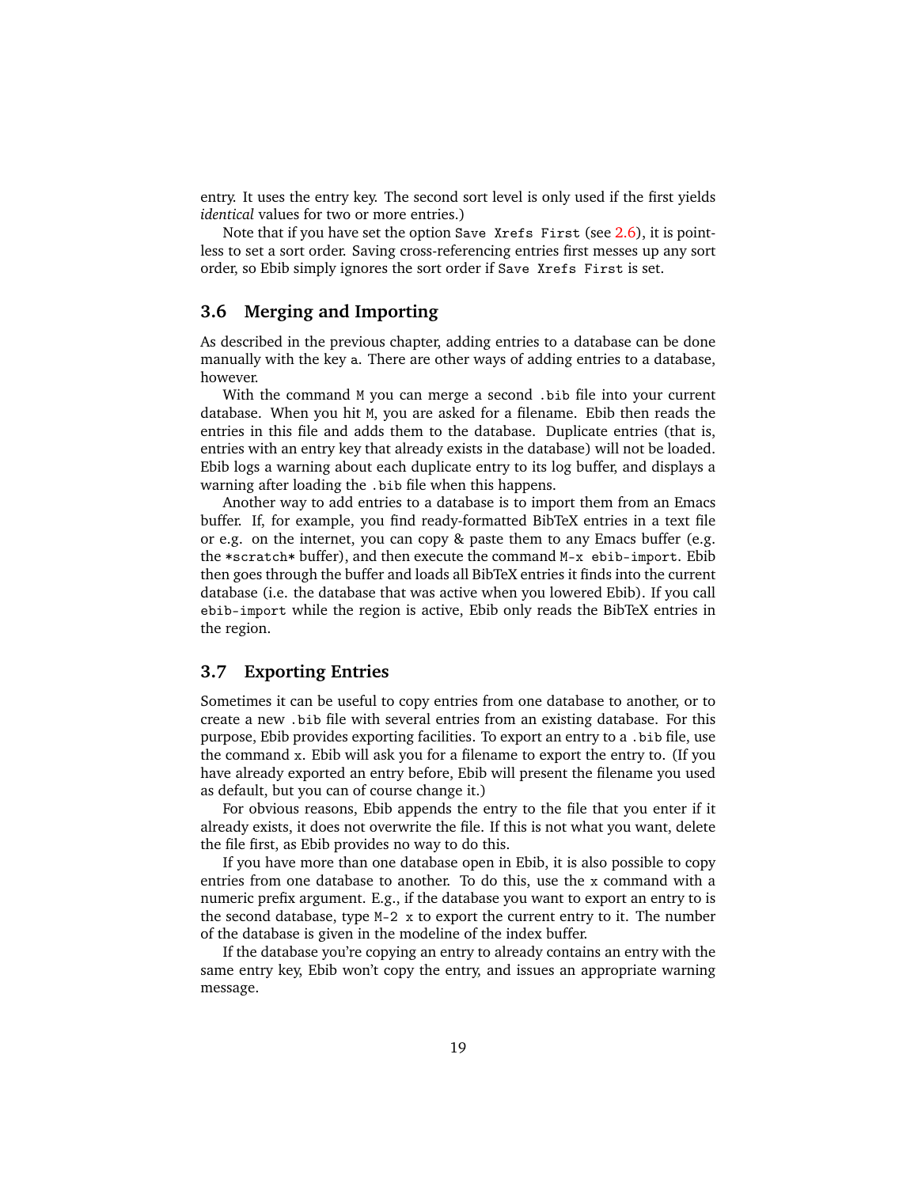entry. It uses the entry key. The second sort level is only used if the first yields *identical* values for two or more entries.)

Note that if you have set the option `Save Xrefs First` (see 2.6), it is pointless to set a sort order. Saving cross-referencing entries first messes up any sort order, so Ebib simply ignores the sort order if `Save Xrefs First` is set.

## 3.6 Merging and Importing

As described in the previous chapter, adding entries to a database can be done manually with the key `a`. There are other ways of adding entries to a database, however.

With the command `M` you can merge a second `.bib` file into your current database. When you hit `M`, you are asked for a filename. Ebib then reads the entries in this file and adds them to the database. Duplicate entries (that is, entries with an entry key that already exists in the database) will not be loaded. Ebib logs a warning about each duplicate entry to its log buffer, and displays a warning after loading the `.bib` file when this happens.

Another way to add entries to a database is to import them from an Emacs buffer. If, for example, you find ready-formatted BibTeX entries in a text file or e.g. on the internet, you can copy & paste them to any Emacs buffer (e.g. the `*scratch*` buffer), and then execute the command `M-x ebib-import`. Ebib then goes through the buffer and loads all BibTeX entries it finds into the current database (i.e. the database that was active when you lowered Ebib). If you call `ebib-import` while the region is active, Ebib only reads the BibTeX entries in the region.

## 3.7 Exporting Entries

Sometimes it can be useful to copy entries from one database to another, or to create a new `.bib` file with several entries from an existing database. For this purpose, Ebib provides exporting facilities. To export an entry to a `.bib` file, use the command `x`. Ebib will ask you for a filename to export the entry to. (If you have already exported an entry before, Ebib will present the filename you used as default, but you can of course change it.)

For obvious reasons, Ebib appends the entry to the file that you enter if it already exists, it does not overwrite the file. If this is not what you want, delete the file first, as Ebib provides no way to do this.

If you have more than one database open in Ebib, it is also possible to copy entries from one database to another. To do this, use the `x` command with a numeric prefix argument. E.g., if the database you want to export an entry to is the second database, type `M-2 x` to export the current entry to it. The number of the database is given in the modeline of the index buffer.

If the database you're copying an entry to already contains an entry with the same entry key, Ebib won't copy the entry, and issues an appropriate warning message.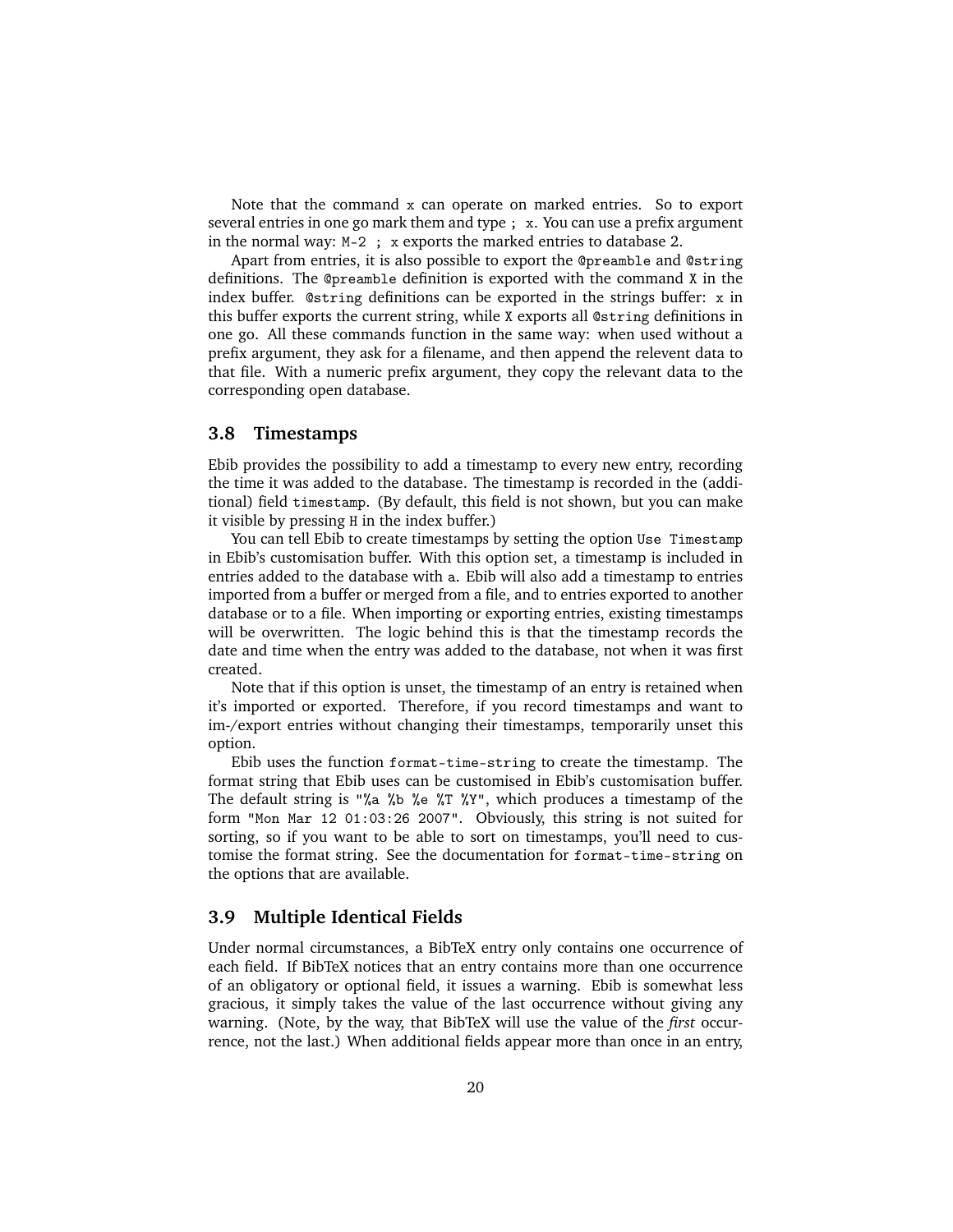Note that the command `x` can operate on marked entries. So to export several entries in one go mark them and type `; x`. You can use a prefix argument in the normal way: `M-2 ; x` exports the marked entries to database 2.

Apart from entries, it is also possible to export the `@preamble` and `@string` definitions. The `@preamble` definition is exported with the command `X` in the index buffer. `@string` definitions can be exported in the strings buffer: `x` in this buffer exports the current string, while `X` exports all `@string` definitions in one go. All these commands function in the same way: when used without a prefix argument, they ask for a filename, and then append the relevent data to that file. With a numeric prefix argument, they copy the relevant data to the corresponding open database.

### 3.8 Timestamps

Ebib provides the possibility to add a timestamp to every new entry, recording the time it was added to the database. The timestamp is recorded in the (additional) field `timestamp`. (By default, this field is not shown, but you can make it visible by pressing `H` in the index buffer.)

You can tell Ebib to create timestamps by setting the option `Use Timestamp` in Ebib's customisation buffer. With this option set, a timestamp is included in entries added to the database with `a`. Ebib will also add a timestamp to entries imported from a buffer or merged from a file, and to entries exported to another database or to a file. When importing or exporting entries, existing timestamps will be overwritten. The logic behind this is that the timestamp records the date and time when the entry was added to the database, not when it was first created.

Note that if this option is unset, the timestamp of an entry is retained when it's imported or exported. Therefore, if you record timestamps and want to im-/export entries without changing their timestamps, temporarily unset this option.

Ebib uses the function `format-time-string` to create the timestamp. The format string that Ebib uses can be customised in Ebib's customisation buffer. The default string is `"%a %b %e %T %Y"`, which produces a timestamp of the form `"Mon Mar 12 01:03:26 2007"`. Obviously, this string is not suited for sorting, so if you want to be able to sort on timestamps, you'll need to customise the format string. See the documentation for `format-time-string` on the options that are available.

### 3.9 Multiple Identical Fields

Under normal circumstances, a BibTeX entry only contains one occurrence of each field. If BibTeX notices that an entry contains more than one occurrence of an obligatory or optional field, it issues a warning. Ebib is somewhat less gracious, it simply takes the value of the last occurrence without giving any warning. (Note, by the way, that BibTeX will use the value of the *first* occurrence, not the last.) When additional fields appear more than once in an entry,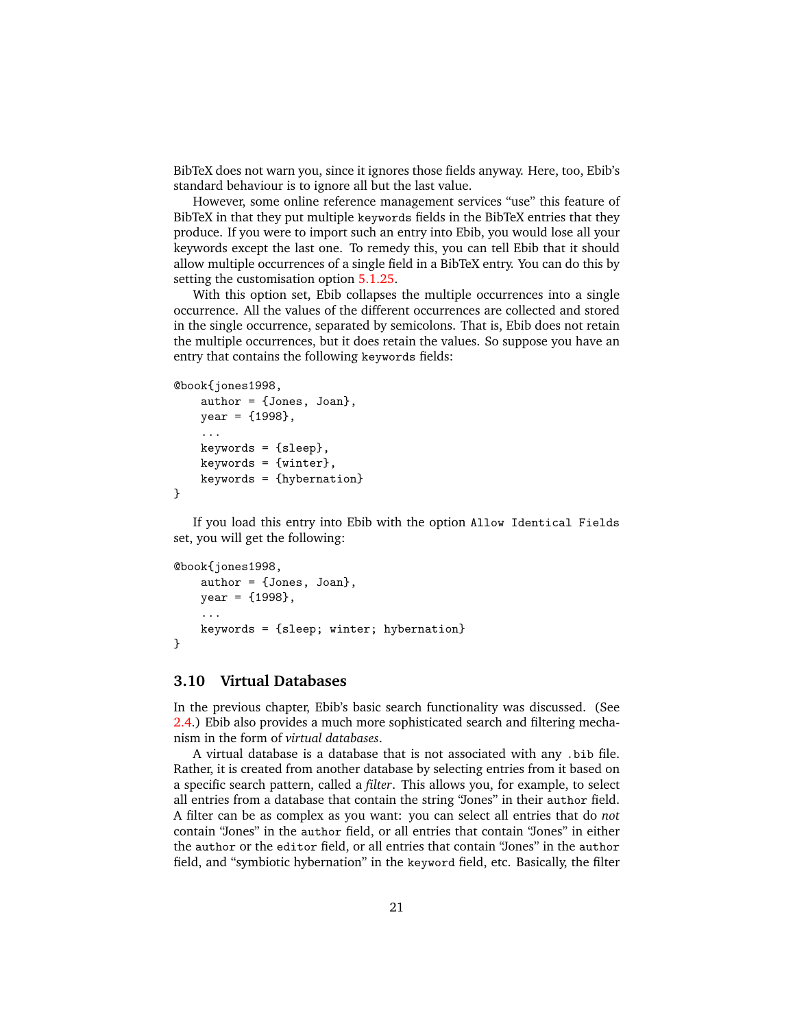BibTeX does not warn you, since it ignores those fields anyway. Here, too, Ebib's standard behaviour is to ignore all but the last value.

However, some online reference management services "use" this feature of BibTeX in that they put multiple `keywords` fields in the BibTeX entries that they produce. If you were to import such an entry into Ebib, you would lose all your keywords except the last one. To remedy this, you can tell Ebib that it should allow multiple occurrences of a single field in a BibTeX entry. You can do this by setting the customisation option 5.1.25.

With this option set, Ebib collapses the multiple occurrences into a single occurrence. All the values of the different occurrences are collected and stored in the single occurrence, separated by semicolons. That is, Ebib does not retain the multiple occurrences, but it does retain the values. So suppose you have an entry that contains the following `keywords` fields:

```
@book{jones1998,
    author = {Jones, Joan},
    year = {1998},
    ...
    keywords = {sleep},
    keywords = {winter},
    keywords = {hybernation}
}
```

If you load this entry into Ebib with the option `Allow Identical Fields` set, you will get the following:

```
@book{jones1998,
    author = {Jones, Joan},
    year = {1998},
    ...
    keywords = {sleep; winter; hybernation}
}
```

## 3.10 Virtual Databases

In the previous chapter, Ebib's basic search functionality was discussed. (See 2.4.) Ebib also provides a much more sophisticated search and filtering mechanism in the form of *virtual databases*.

A virtual database is a database that is not associated with any `.bib` file. Rather, it is created from another database by selecting entries from it based on a specific search pattern, called a *filter*. This allows you, for example, to select all entries from a database that contain the string "Jones" in their `author` field. A filter can be as complex as you want: you can select all entries that do *not* contain "Jones" in the `author` field, or all entries that contain "Jones" in either the `author` or the `editor` field, or all entries that contain "Jones" in the `author` field, and "symbiotic hybernation" in the `keyword` field, etc. Basically, the filter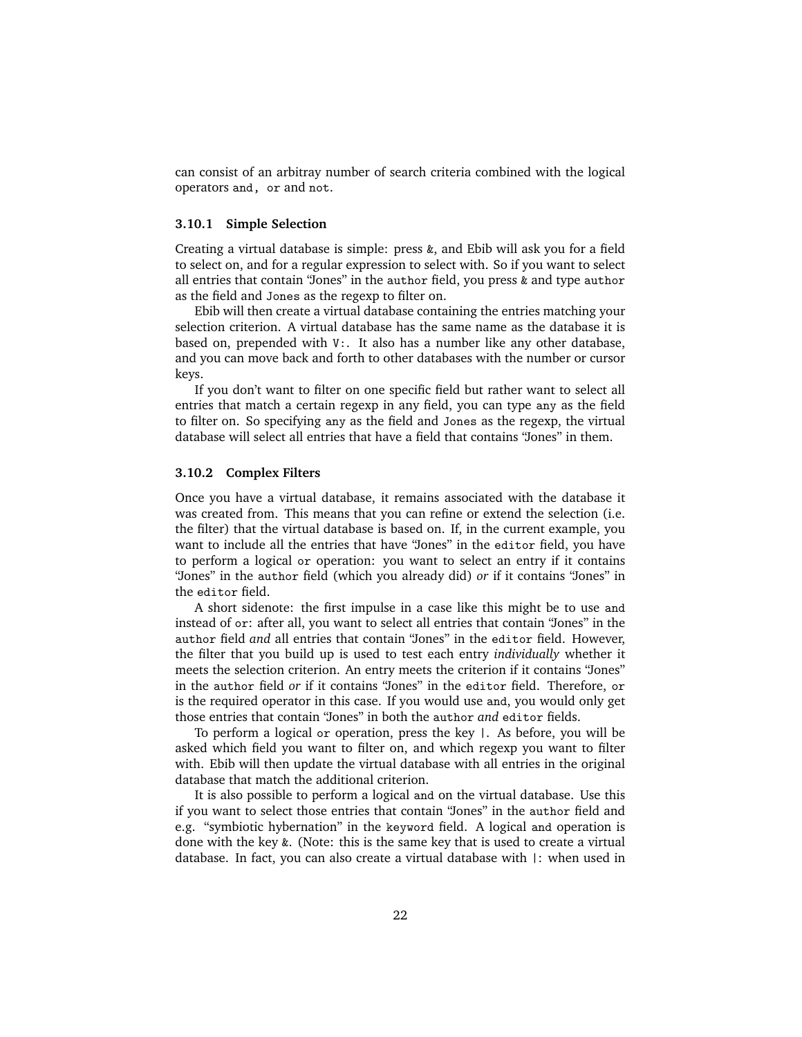can consist of an arbitray number of search criteria combined with the logical operators `and`, `or` and `not`.

### 3.10.1 Simple Selection

Creating a virtual database is simple: press `&`, and Ebib will ask you for a field to select on, and for a regular expression to select with. So if you want to select all entries that contain "Jones" in the `author` field, you press `&` and type `author` as the field and `Jones` as the regexp to filter on.

Ebib will then create a virtual database containing the entries matching your selection criterion. A virtual database has the same name as the database it is based on, prepended with `V:`. It also has a number like any other database, and you can move back and forth to other databases with the number or cursor keys.

If you don't want to filter on one specific field but rather want to select all entries that match a certain regexp in any field, you can type `any` as the field to filter on. So specifying `any` as the field and `Jones` as the regexp, the virtual database will select all entries that have a field that contains "Jones" in them.

### 3.10.2 Complex Filters

Once you have a virtual database, it remains associated with the database it was created from. This means that you can refine or extend the selection (i.e. the filter) that the virtual database is based on. If, in the current example, you want to include all the entries that have "Jones" in the `editor` field, you have to perform a logical `or` operation: you want to select an entry if it contains "Jones" in the `author` field (which you already did) *or* if it contains "Jones" in the `editor` field.

A short sidenote: the first impulse in a case like this might be to use `and` instead of `or`: after all, you want to select all entries that contain "Jones" in the `author` field *and* all entries that contain "Jones" in the `editor` field. However, the filter that you build up is used to test each entry *individually* whether it meets the selection criterion. An entry meets the criterion if it contains "Jones" in the `author` field *or* if it contains "Jones" in the `editor` field. Therefore, `or` is the required operator in this case. If you would use `and`, you would only get those entries that contain "Jones" in both the `author` *and* `editor` fields.

To perform a logical `or` operation, press the key `|`. As before, you will be asked which field you want to filter on, and which regexp you want to filter with. Ebib will then update the virtual database with all entries in the original database that match the additional criterion.

It is also possible to perform a logical `and` on the virtual database. Use this if you want to select those entries that contain "Jones" in the `author` field and e.g. "symbiotic hybernation" in the `keyword` field. A logical `and` operation is done with the key `&`. (Note: this is the same key that is used to create a virtual database. In fact, you can also create a virtual database with `|`: when used in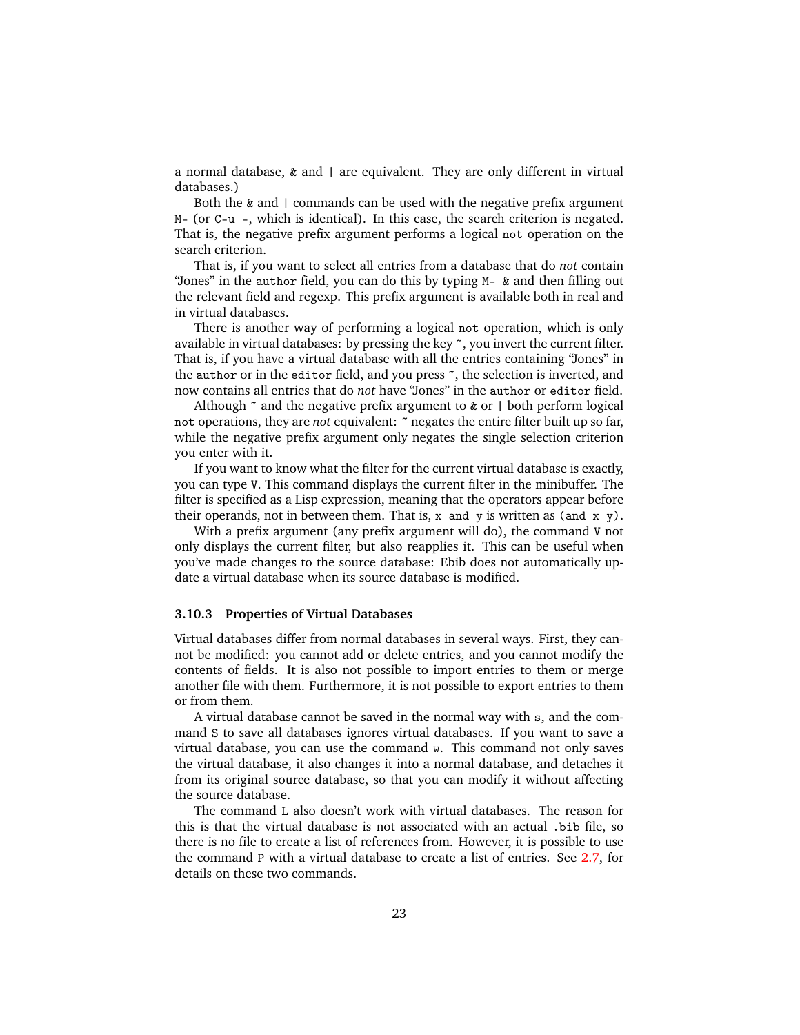a normal database, `&` and `|` are equivalent. They are only different in virtual databases.)

Both the `&` and `|` commands can be used with the negative prefix argument `M-` (or `C-u -`, which is identical). In this case, the search criterion is negated. That is, the negative prefix argument performs a logical `not` operation on the search criterion.

That is, if you want to select all entries from a database that do *not* contain "Jones" in the `author` field, you can do this by typing `M- &` and then filling out the relevant field and regexp. This prefix argument is available both in real and in virtual databases.

There is another way of performing a logical `not` operation, which is only available in virtual databases: by pressing the key `~`, you invert the current filter. That is, if you have a virtual database with all the entries containing "Jones" in the `author` or in the `editor` field, and you press `~`, the selection is inverted, and now contains all entries that do *not* have "Jones" in the `author` or `editor` field.

Although `~` and the negative prefix argument to `&` or `|` both perform logical `not` operations, they are *not* equivalent: `~` negates the entire filter built up so far, while the negative prefix argument only negates the single selection criterion you enter with it.

If you want to know what the filter for the current virtual database is exactly, you can type `V`. This command displays the current filter in the minibuffer. The filter is specified as a Lisp expression, meaning that the operators appear before their operands, not in between them. That is, `x and y` is written as `(and x y)`.

With a prefix argument (any prefix argument will do), the command `V` not only displays the current filter, but also reapplies it. This can be useful when you've made changes to the source database: Ebib does not automatically update a virtual database when its source database is modified.

### 3.10.3 Properties of Virtual Databases

Virtual databases differ from normal databases in several ways. First, they cannot be modified: you cannot add or delete entries, and you cannot modify the contents of fields. It is also not possible to import entries to them or merge another file with them. Furthermore, it is not possible to export entries to them or from them.

A virtual database cannot be saved in the normal way with `s`, and the command `S` to save all databases ignores virtual databases. If you want to save a virtual database, you can use the command `w`. This command not only saves the virtual database, it also changes it into a normal database, and detaches it from its original source database, so that you can modify it without affecting the source database.

The command `L` also doesn't work with virtual databases. The reason for this is that the virtual database is not associated with an actual `.bib` file, so there is no file to create a list of references from. However, it is possible to use the command `P` with a virtual database to create a list of entries. See 2.7, for details on these two commands.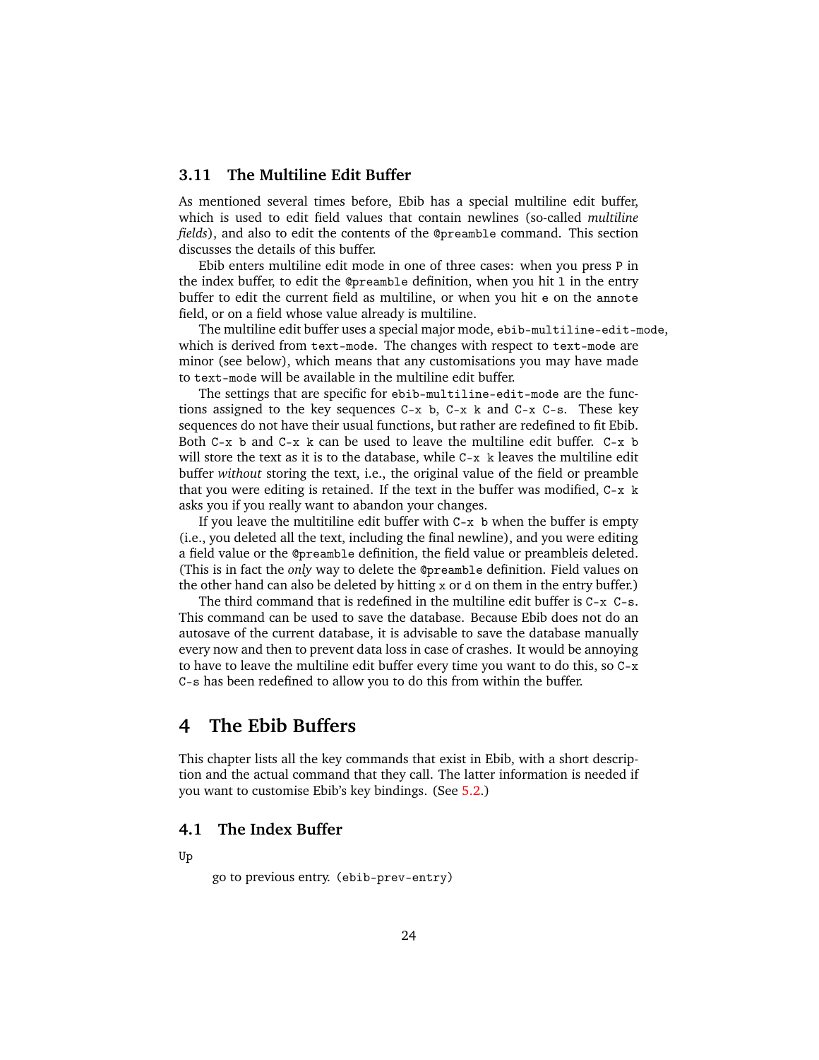### 3.11 The Multiline Edit Buffer

As mentioned several times before, Ebib has a special multiline edit buffer, which is used to edit field values that contain newlines (so-called *multiline fields*), and also to edit the contents of the `@preamble` command. This section discusses the details of this buffer.

Ebib enters multiline edit mode in one of three cases: when you press `P` in the index buffer, to edit the `@preamble` definition, when you hit `l` in the entry buffer to edit the current field as multiline, or when you hit `e` on the `annote` field, or on a field whose value already is multiline.

The multiline edit buffer uses a special major mode, `ebib-multiline-edit-mode`, which is derived from `text-mode`. The changes with respect to `text-mode` are minor (see below), which means that any customisations you may have made to `text-mode` will be available in the multiline edit buffer.

The settings that are specific for `ebib-multiline-edit-mode` are the functions assigned to the key sequences `C-x b`, `C-x k` and `C-x C-s`. These key sequences do not have their usual functions, but rather are redefined to fit Ebib. Both `C-x b` and `C-x k` can be used to leave the multiline edit buffer. `C-x b` will store the text as it is to the database, while `C-x k` leaves the multiline edit buffer *without* storing the text, i.e., the original value of the field or preamble that you were editing is retained. If the text in the buffer was modified, `C-x k` asks you if you really want to abandon your changes.

If you leave the multitiline edit buffer with `C-x b` when the buffer is empty (i.e., you deleted all the text, including the final newline), and you were editing a field value or the `@preamble` definition, the field value or preambleis deleted. (This is in fact the *only* way to delete the `@preamble` definition. Field values on the other hand can also be deleted by hitting `x` or `d` on them in the entry buffer.)

The third command that is redefined in the multiline edit buffer is `C-x C-s`. This command can be used to save the database. Because Ebib does not do an autosave of the current database, it is advisable to save the database manually every now and then to prevent data loss in case of crashes. It would be annoying to have to leave the multiline edit buffer every time you want to do this, so `C-x C-s` has been redefined to allow you to do this from within the buffer.

## 4 The Ebib Buffers

This chapter lists all the key commands that exist in Ebib, with a short description and the actual command that they call. The latter information is needed if you want to customise Ebib's key bindings. (See 5.2.)

### 4.1 The Index Buffer

`Up`

go to previous entry. (`ebib-prev-entry`)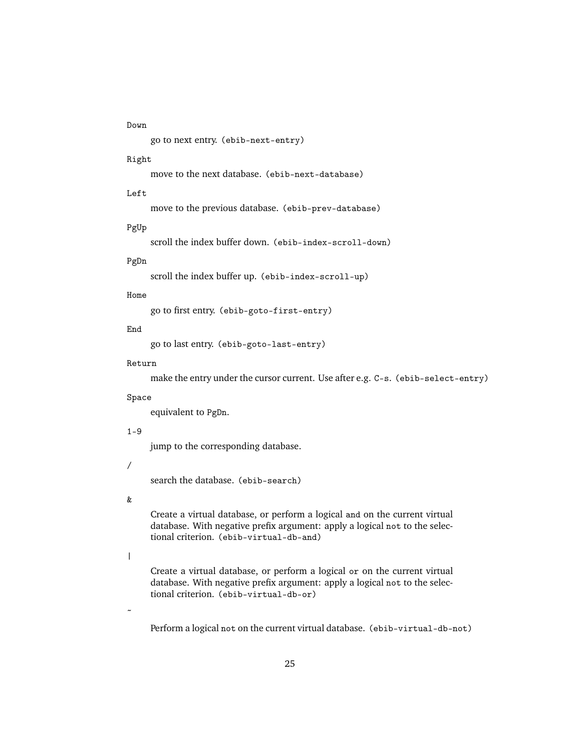`Down`

: go to next entry. (`ebib-next-entry`)

`Right`

: move to the next database. (`ebib-next-database`)

`Left`

: move to the previous database. (`ebib-prev-database`)

`PgUp`

: scroll the index buffer down. (`ebib-index-scroll-down`)

`PgDn`

: scroll the index buffer up. (`ebib-index-scroll-up`)

`Home`

: go to first entry. (`ebib-goto-first-entry`)

`End`

: go to last entry. (`ebib-goto-last-entry`)

`Return`

: make the entry under the cursor current. Use after e.g. `C-s`. (`ebib-select-entry`)

`Space`

: equivalent to `PgDn`.

`1-9`

: jump to the corresponding database.

`/`

: search the database. (`ebib-search`)

`&`

: Create a virtual database, or perform a logical `and` on the current virtual database. With negative prefix argument: apply a logical `not` to the selectional criterion. (`ebib-virtual-db-and`)

`|`

: Create a virtual database, or perform a logical `or` on the current virtual database. With negative prefix argument: apply a logical `not` to the selectional criterion. (`ebib-virtual-db-or`)

`~`

: Perform a logical `not` on the current virtual database. (`ebib-virtual-db-not`)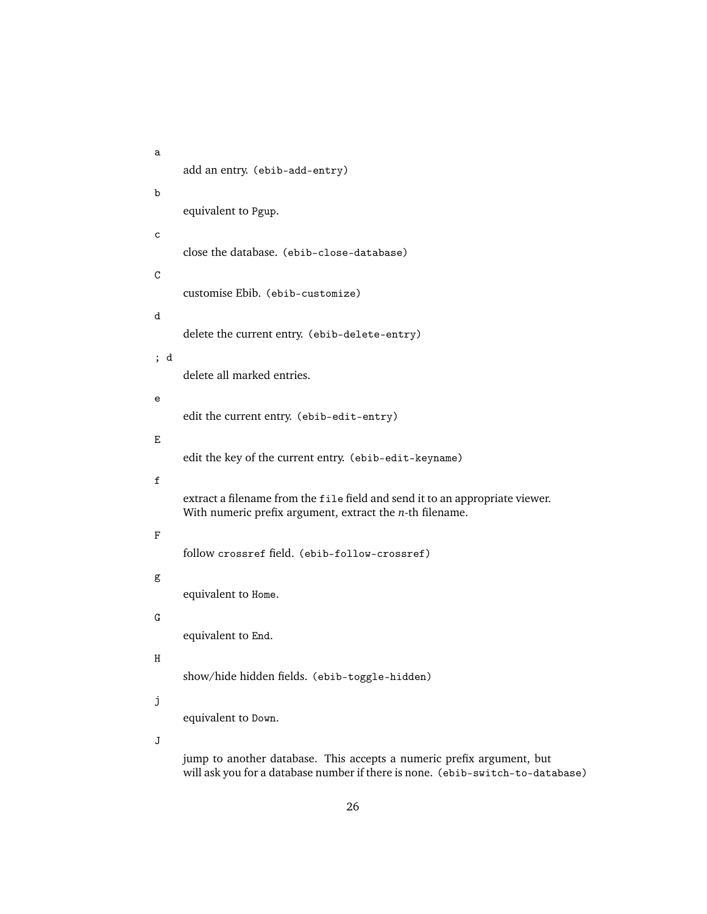`a`
: add an entry. `(ebib-add-entry)`

`b`
: equivalent to `Pgup`.

`c`
: close the database. `(ebib-close-database)`

`C`
: customise Ebib. `(ebib-customize)`

`d`
: delete the current entry. `(ebib-delete-entry)`

`; d`
: delete all marked entries.

`e`
: edit the current entry. `(ebib-edit-entry)`

`E`
: edit the key of the current entry. `(ebib-edit-keyname)`

`f`
: extract a filename from the `file` field and send it to an appropriate viewer. With numeric prefix argument, extract the *n*-th filename.

`F`
: follow `crossref` field. `(ebib-follow-crossref)`

`g`
: equivalent to `Home`.

`G`
: equivalent to `End`.

`H`
: show/hide hidden fields. `(ebib-toggle-hidden)`

`j`
: equivalent to `Down`.

`J`
: jump to another database. This accepts a numeric prefix argument, but will ask you for a database number if there is none. `(ebib-switch-to-database)`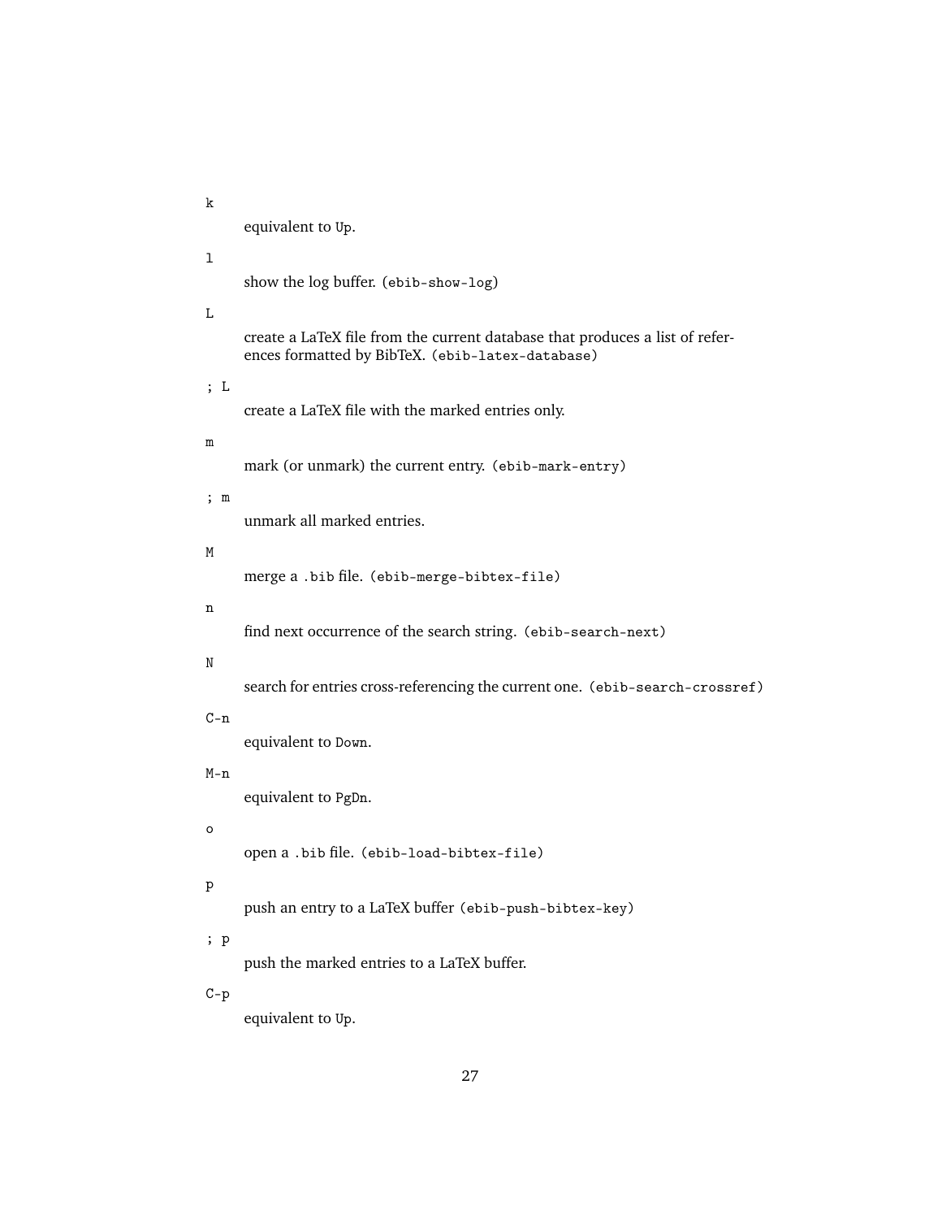`k`

equivalent to `Up`.

`l`

show the log buffer. (`ebib-show-log`)

`L`

create a LaTeX file from the current database that produces a list of references formatted by BibTeX. (`ebib-latex-database`)

`; L`

create a LaTeX file with the marked entries only.

`m`

mark (or unmark) the current entry. (`ebib-mark-entry`)

`; m`

unmark all marked entries.

`M`

merge a `.bib` file. (`ebib-merge-bibtex-file`)

`n`

find next occurrence of the search string. (`ebib-search-next`)

`N`

search for entries cross-referencing the current one. (`ebib-search-crossref`)

`C-n`

equivalent to `Down`.

`M-n`

equivalent to `PgDn`.

`o`

open a `.bib` file. (`ebib-load-bibtex-file`)

`p`

push an entry to a LaTeX buffer (`ebib-push-bibtex-key`)

`; p`

push the marked entries to a LaTeX buffer.

`C-p`

equivalent to `Up`.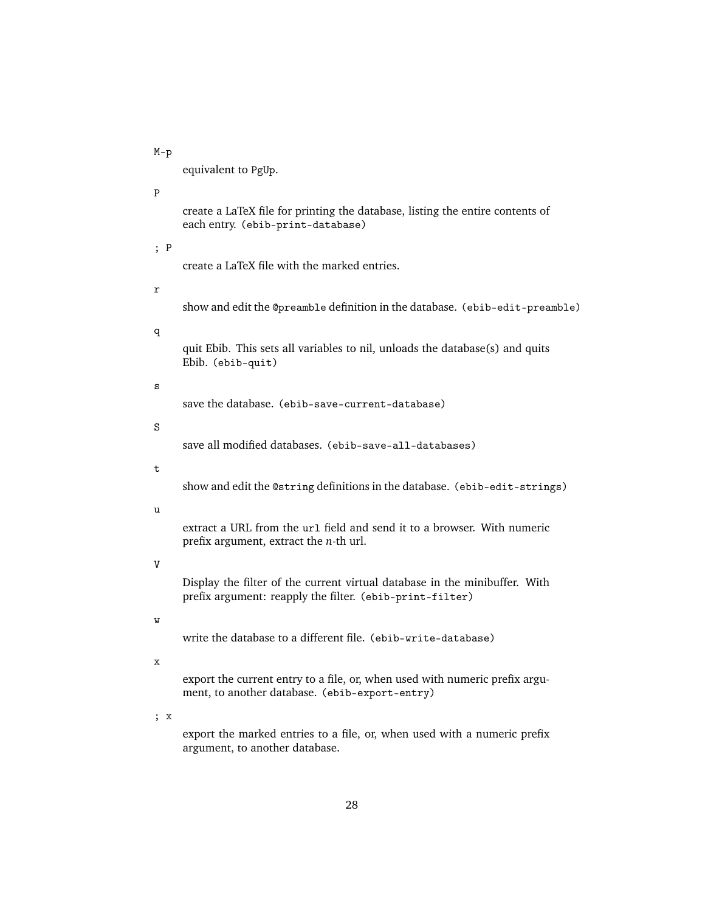`M-p`

equivalent to `PgUp`.

`P`

create a LaTeX file for printing the database, listing the entire contents of each entry. (`ebib-print-database`)

`; P`

create a LaTeX file with the marked entries.

`r`

show and edit the `@preamble` definition in the database. (`ebib-edit-preamble`)

`q`

quit Ebib. This sets all variables to nil, unloads the database(s) and quits Ebib. (`ebib-quit`)

`s`

save the database. (`ebib-save-current-database`)

`S`

save all modified databases. (`ebib-save-all-databases`)

`t`

show and edit the `@string` definitions in the database. (`ebib-edit-strings`)

`u`

extract a URL from the `url` field and send it to a browser. With numeric prefix argument, extract the *n*-th url.

`V`

Display the filter of the current virtual database in the minibuffer. With prefix argument: reapply the filter. (`ebib-print-filter`)

`w`

write the database to a different file. (`ebib-write-database`)

`x`

export the current entry to a file, or, when used with numeric prefix argument, to another database. (`ebib-export-entry`)

`; x`

export the marked entries to a file, or, when used with a numeric prefix argument, to another database.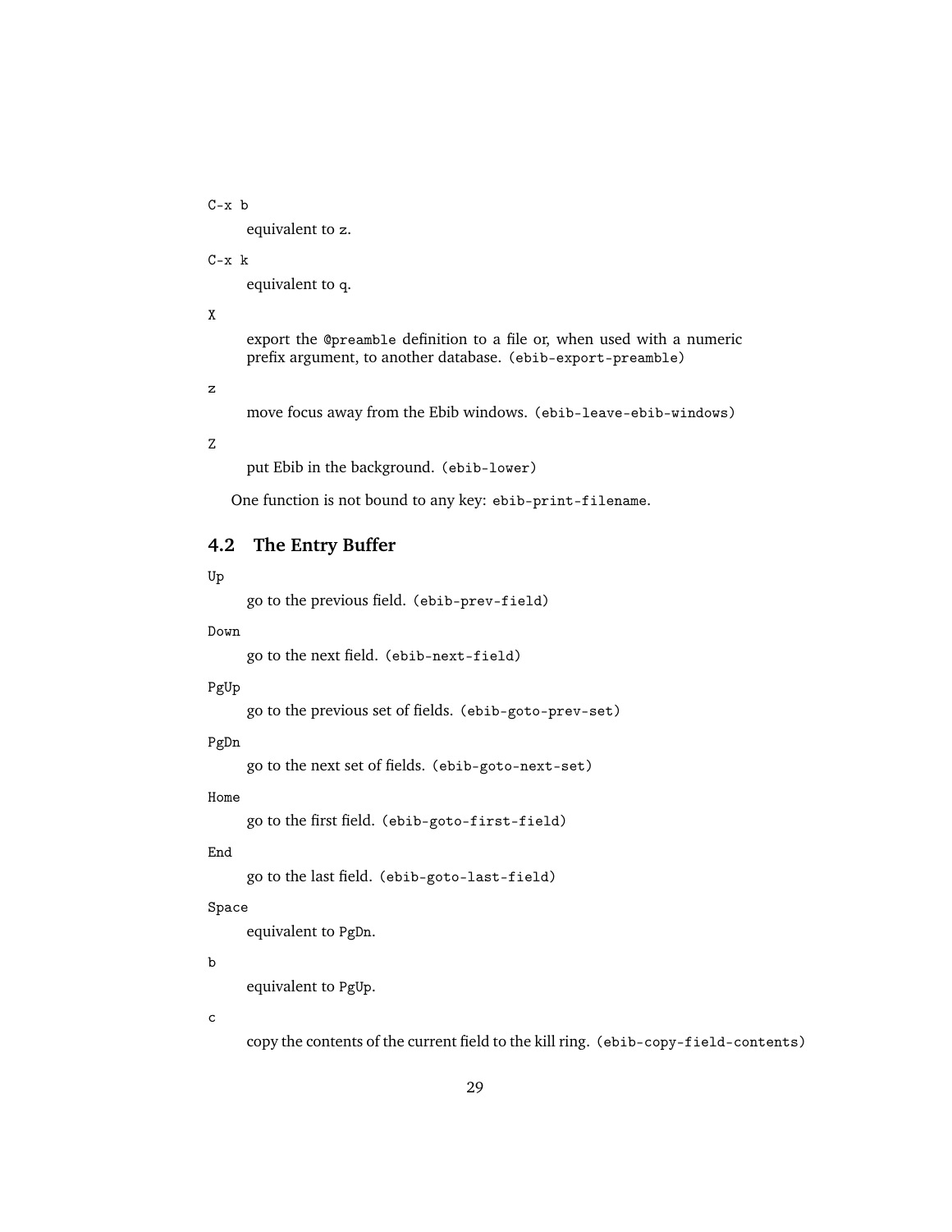`C-x b`

equivalent to `z`.

`C-x k`

equivalent to `q`.

`X`

export the `@preamble` definition to a file or, when used with a numeric prefix argument, to another database. (`ebib-export-preamble`)

`z`

move focus away from the Ebib windows. (`ebib-leave-ebib-windows`)

`Z`

put Ebib in the background. (`ebib-lower`)

One function is not bound to any key: `ebib-print-filename`.

## 4.2 The Entry Buffer

`Up`

go to the previous field. (`ebib-prev-field`)

`Down`

go to the next field. (`ebib-next-field`)

`PgUp`

go to the previous set of fields. (`ebib-goto-prev-set`)

`PgDn`

go to the next set of fields. (`ebib-goto-next-set`)

`Home`

go to the first field. (`ebib-goto-first-field`)

`End`

go to the last field. (`ebib-goto-last-field`)

`Space`

equivalent to `PgDn`.

`b`

equivalent to `PgUp`.

`c`

copy the contents of the current field to the kill ring. (`ebib-copy-field-contents`)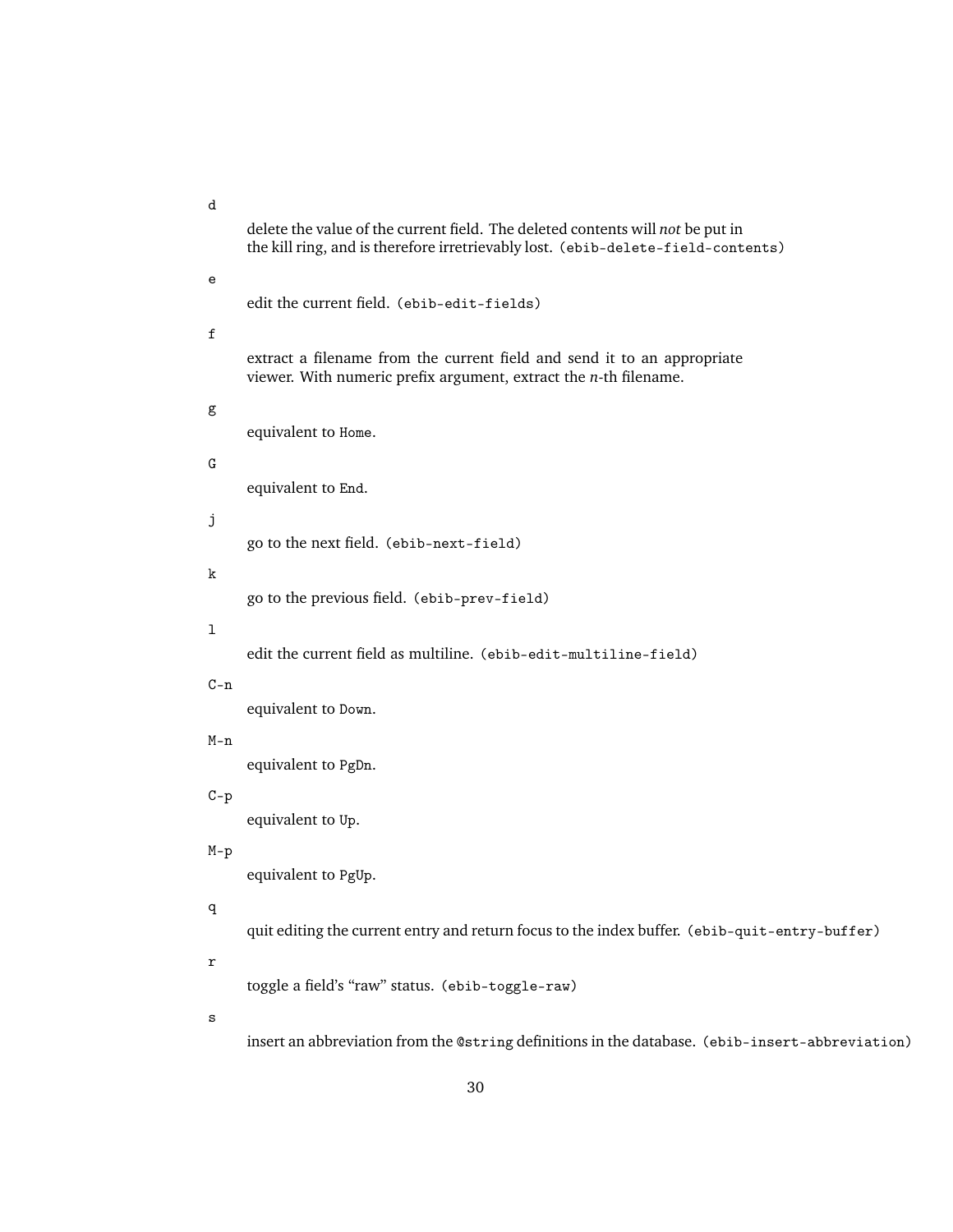`d`

: delete the value of the current field. The deleted contents will *not* be put in the kill ring, and is therefore irretrievably lost. (`ebib-delete-field-contents`)

`e`

: edit the current field. (`ebib-edit-fields`)

`f`

: extract a filename from the current field and send it to an appropriate viewer. With numeric prefix argument, extract the *n*-th filename.

`g`

: equivalent to `Home`.

`G`

: equivalent to `End`.

`j`

: go to the next field. (`ebib-next-field`)

`k`

: go to the previous field. (`ebib-prev-field`)

`l`

: edit the current field as multiline. (`ebib-edit-multiline-field`)

`C-n`

: equivalent to `Down`.

`M-n`

: equivalent to `PgDn`.

`C-p`

: equivalent to `Up`.

`M-p`

: equivalent to `PgUp`.

`q`

: quit editing the current entry and return focus to the index buffer. (`ebib-quit-entry-buffer`)

`r`

: toggle a field's "raw" status. (`ebib-toggle-raw`)

`s`

: insert an abbreviation from the `@string` definitions in the database. (`ebib-insert-abbreviation`)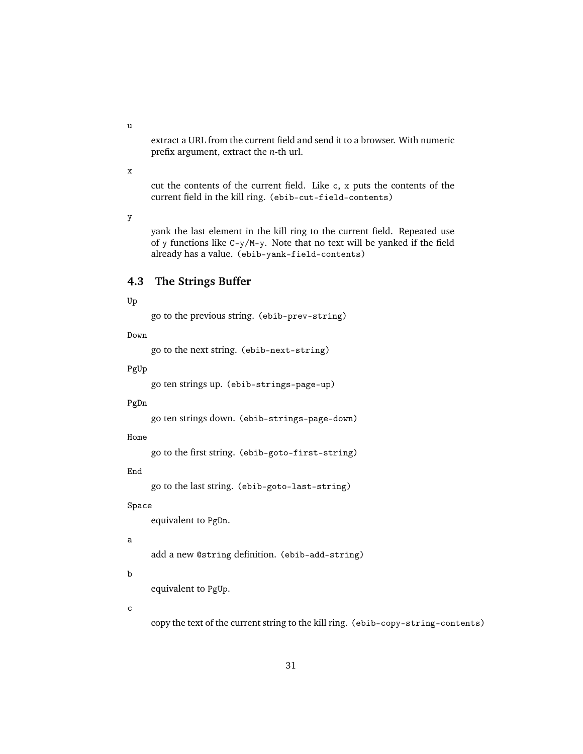`u`

: extract a URL from the current field and send it to a browser. With numeric prefix argument, extract the *n*-th url.

`x`

: cut the contents of the current field. Like `c`, `x` puts the contents of the current field in the kill ring. (`ebib-cut-field-contents`)

`y`

: yank the last element in the kill ring to the current field. Repeated use of `y` functions like `C-y`/`M-y`. Note that no text will be yanked if the field already has a value. (`ebib-yank-field-contents`)

### 4.3 The Strings Buffer

`Up`

: go to the previous string. (`ebib-prev-string`)

`Down`

: go to the next string. (`ebib-next-string`)

`PgUp`

: go ten strings up. (`ebib-strings-page-up`)

`PgDn`

: go ten strings down. (`ebib-strings-page-down`)

`Home`

: go to the first string. (`ebib-goto-first-string`)

`End`

: go to the last string. (`ebib-goto-last-string`)

`Space`

: equivalent to `PgDn`.

`a`

: add a new `@string` definition. (`ebib-add-string`)

`b`

: equivalent to `PgUp`.

`c`

: copy the text of the current string to the kill ring. (`ebib-copy-string-contents`)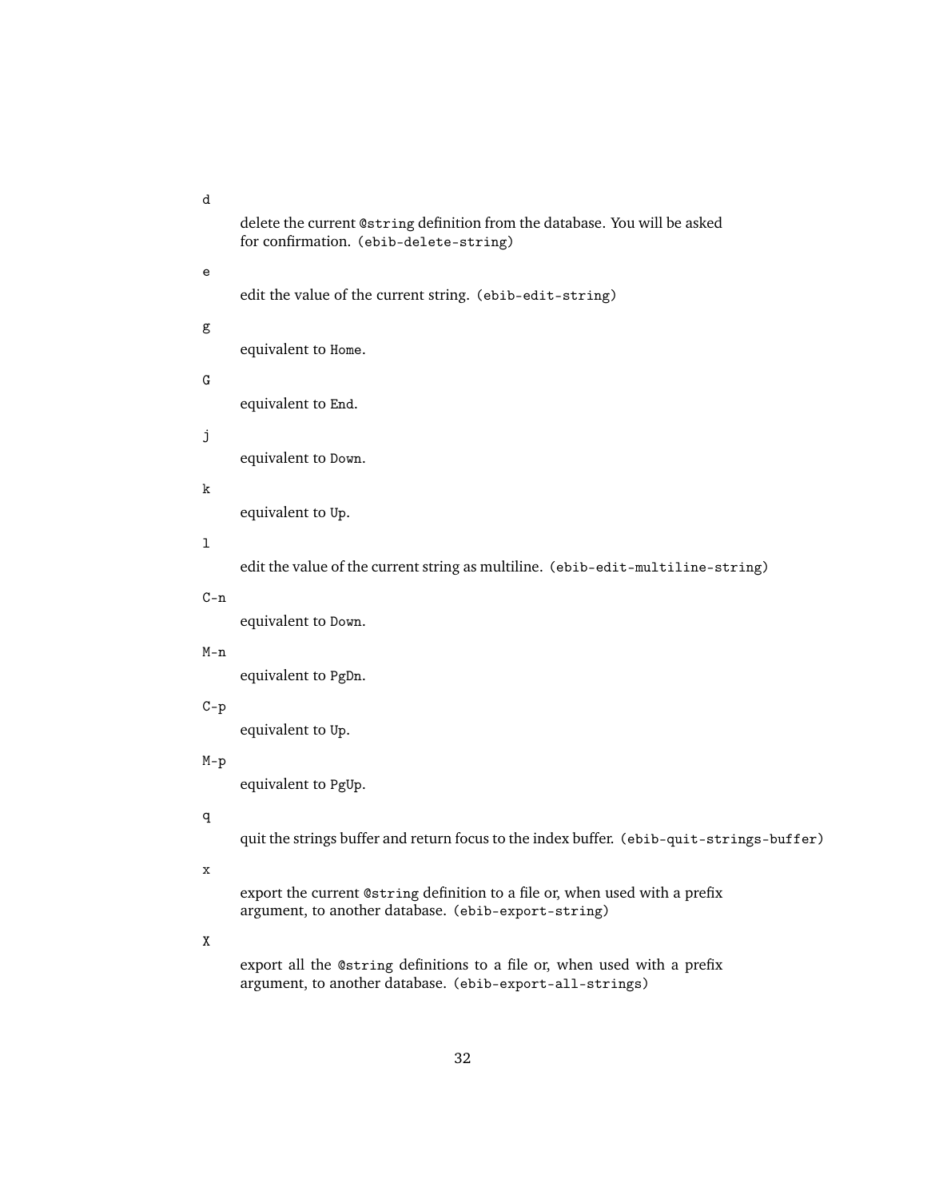`d`
: delete the current `@string` definition from the database. You will be asked for confirmation. (`ebib-delete-string`)

`e`
: edit the value of the current string. (`ebib-edit-string`)

`g`
: equivalent to `Home`.

`G`
: equivalent to `End`.

`j`
: equivalent to `Down`.

`k`
: equivalent to `Up`.

`l`
: edit the value of the current string as multiline. (`ebib-edit-multiline-string`)

`C-n`
: equivalent to `Down`.

`M-n`
: equivalent to `PgDn`.

`C-p`
: equivalent to `Up`.

`M-p`
: equivalent to `PgUp`.

`q`
: quit the strings buffer and return focus to the index buffer. (`ebib-quit-strings-buffer`)

`x`
: export the current `@string` definition to a file or, when used with a prefix argument, to another database. (`ebib-export-string`)

`X`
: export all the `@string` definitions to a file or, when used with a prefix argument, to another database. (`ebib-export-all-strings`)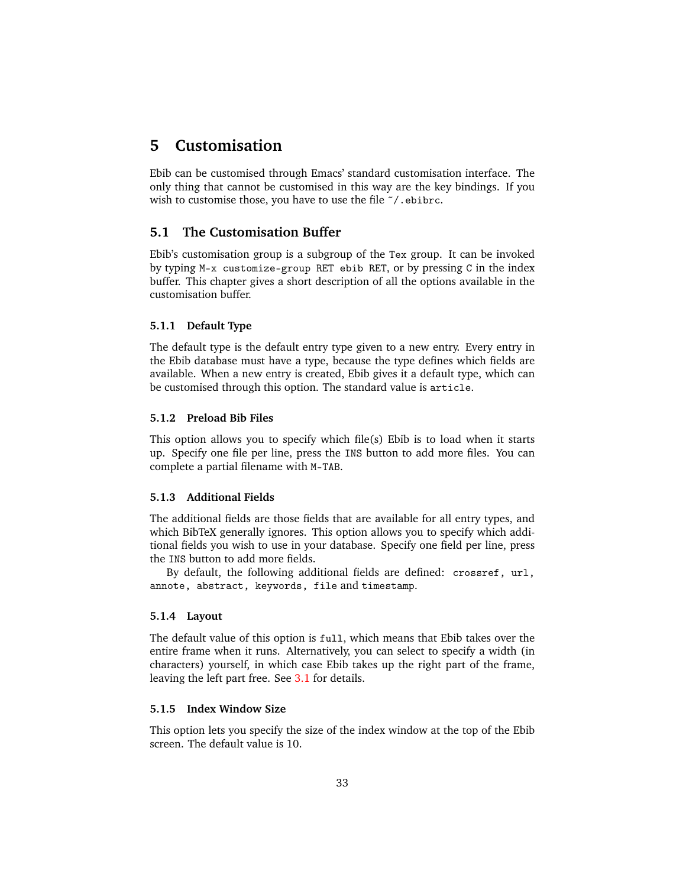# 5 Customisation

Ebib can be customised through Emacs' standard customisation interface. The only thing that cannot be customised in this way are the key bindings. If you wish to customise those, you have to use the file `~/.ebibrc`.

## 5.1 The Customisation Buffer

Ebib's customisation group is a subgroup of the `Tex` group. It can be invoked by typing `M-x customize-group RET ebib RET`, or by pressing `C` in the index buffer. This chapter gives a short description of all the options available in the customisation buffer.

### 5.1.1 Default Type

The default type is the default entry type given to a new entry. Every entry in the Ebib database must have a type, because the type defines which fields are available. When a new entry is created, Ebib gives it a default type, which can be customised through this option. The standard value is `article`.

### 5.1.2 Preload Bib Files

This option allows you to specify which file(s) Ebib is to load when it starts up. Specify one file per line, press the `INS` button to add more files. You can complete a partial filename with `M-TAB`.

### 5.1.3 Additional Fields

The additional fields are those fields that are available for all entry types, and which BibTeX generally ignores. This option allows you to specify which additional fields you wish to use in your database. Specify one field per line, press the `INS` button to add more fields.

By default, the following additional fields are defined: `crossref`, `url`, `annote`, `abstract`, `keywords`, `file` and `timestamp`.

### 5.1.4 Layout

The default value of this option is `full`, which means that Ebib takes over the entire frame when it runs. Alternatively, you can select to specify a width (in characters) yourself, in which case Ebib takes up the right part of the frame, leaving the left part free. See 3.1 for details.

### 5.1.5 Index Window Size

This option lets you specify the size of the index window at the top of the Ebib screen. The default value is 10.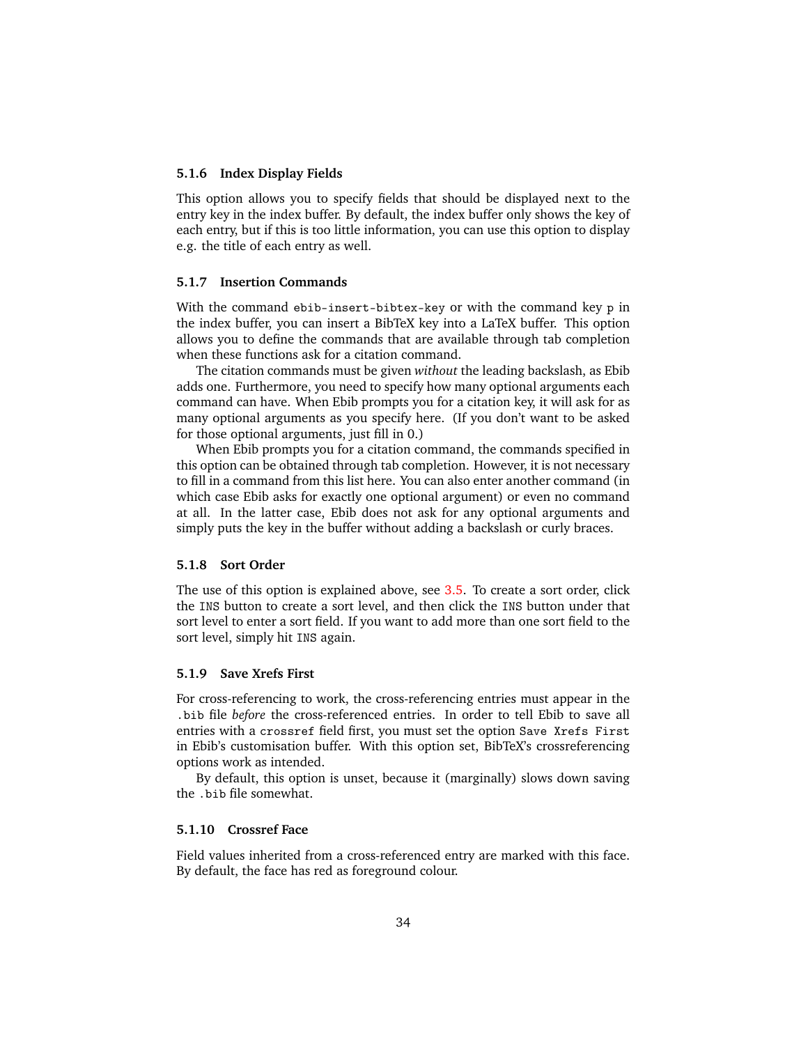### 5.1.6 Index Display Fields

This option allows you to specify fields that should be displayed next to the entry key in the index buffer. By default, the index buffer only shows the key of each entry, but if this is too little information, you can use this option to display e.g. the title of each entry as well.

### 5.1.7 Insertion Commands

With the command `ebib-insert-bibtex-key` or with the command key `p` in the index buffer, you can insert a BibTeX key into a LaTeX buffer. This option allows you to define the commands that are available through tab completion when these functions ask for a citation command.

The citation commands must be given *without* the leading backslash, as Ebib adds one. Furthermore, you need to specify how many optional arguments each command can have. When Ebib prompts you for a citation key, it will ask for as many optional arguments as you specify here. (If you don't want to be asked for those optional arguments, just fill in 0.)

When Ebib prompts you for a citation command, the commands specified in this option can be obtained through tab completion. However, it is not necessary to fill in a command from this list here. You can also enter another command (in which case Ebib asks for exactly one optional argument) or even no command at all. In the latter case, Ebib does not ask for any optional arguments and simply puts the key in the buffer without adding a backslash or curly braces.

### 5.1.8 Sort Order

The use of this option is explained above, see 3.5. To create a sort order, click the `INS` button to create a sort level, and then click the `INS` button under that sort level to enter a sort field. If you want to add more than one sort field to the sort level, simply hit `INS` again.

### 5.1.9 Save Xrefs First

For cross-referencing to work, the cross-referencing entries must appear in the `.bib` file *before* the cross-referenced entries. In order to tell Ebib to save all entries with a `crossref` field first, you must set the option `Save Xrefs First` in Ebib's customisation buffer. With this option set, BibTeX's crossreferencing options work as intended.

By default, this option is unset, because it (marginally) slows down saving the `.bib` file somewhat.

### 5.1.10 Crossref Face

Field values inherited from a cross-referenced entry are marked with this face. By default, the face has red as foreground colour.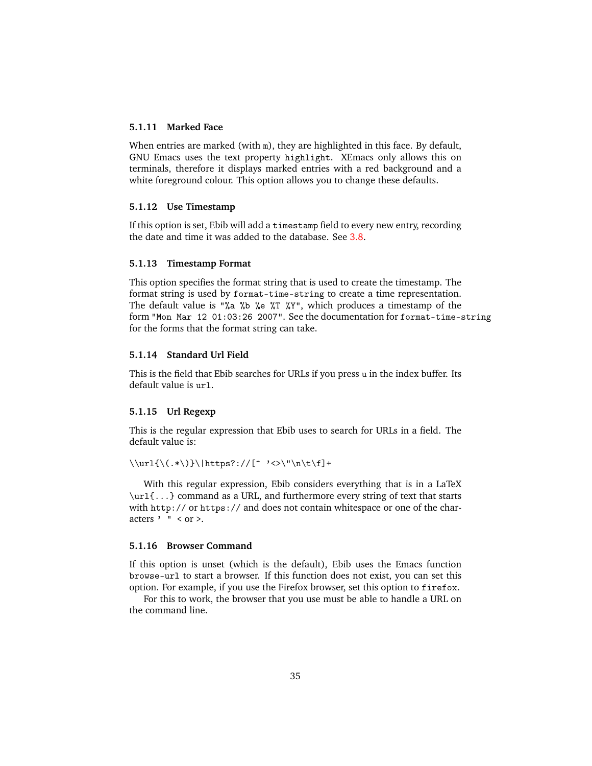### 5.1.11 Marked Face

When entries are marked (with `m`), they are highlighted in this face. By default, GNU Emacs uses the text property `highlight`. XEmacs only allows this on terminals, therefore it displays marked entries with a red background and a white foreground colour. This option allows you to change these defaults.

### 5.1.12 Use Timestamp

If this option is set, Ebib will add a `timestamp` field to every new entry, recording the date and time it was added to the database. See 3.8.

### 5.1.13 Timestamp Format

This option specifies the format string that is used to create the timestamp. The format string is used by `format-time-string` to create a time representation. The default value is `"%a %b %e %T %Y"`, which produces a timestamp of the form `"Mon Mar 12 01:03:26 2007"`. See the documentation for `format-time-string` for the forms that the format string can take.

### 5.1.14 Standard Url Field

This is the field that Ebib searches for URLs if you press `u` in the index buffer. Its default value is `url`.

### 5.1.15 Url Regexp

This is the regular expression that Ebib uses to search for URLs in a field. The default value is:

```
\\url{\(.*\)}\|https?://[^ '<>\"\n\t\f]+
```

With this regular expression, Ebib considers everything that is in a LaTeX `\url{...}` command as a URL, and furthermore every string of text that starts with `http://` or `https://` and does not contain whitespace or one of the characters `'` `"` < or >.

### 5.1.16 Browser Command

If this option is unset (which is the default), Ebib uses the Emacs function `browse-url` to start a browser. If this function does not exist, you can set this option. For example, if you use the Firefox browser, set this option to `firefox`.

For this to work, the browser that you use must be able to handle a URL on the command line.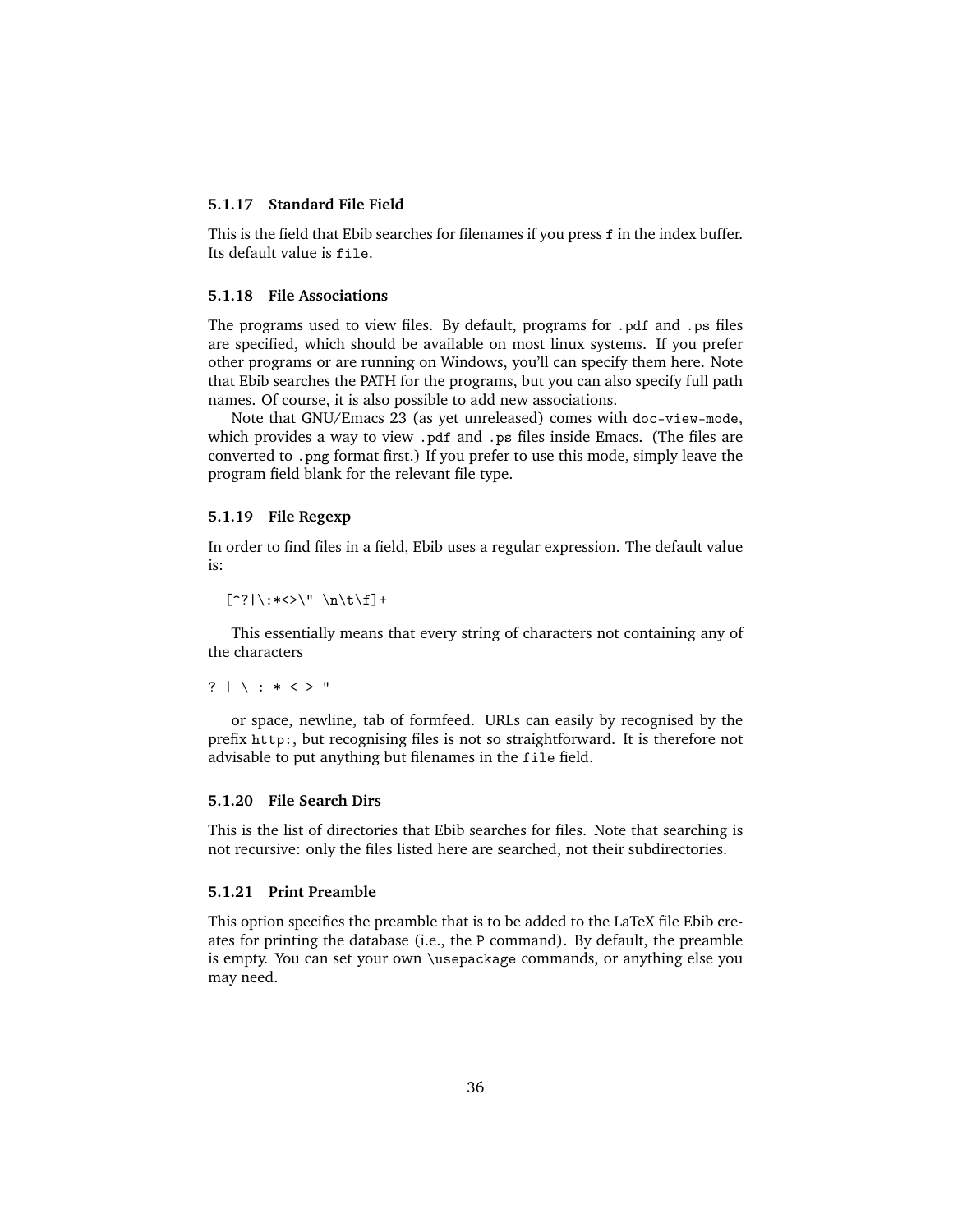### 5.1.17 Standard File Field

This is the field that Ebib searches for filenames if you press `f` in the index buffer. Its default value is `file`.

### 5.1.18 File Associations

The programs used to view files. By default, programs for `.pdf` and `.ps` files are specified, which should be available on most linux systems. If you prefer other programs or are running on Windows, you'll can specify them here. Note that Ebib searches the PATH for the programs, but you can also specify full path names. Of course, it is also possible to add new associations.

Note that GNU/Emacs 23 (as yet unreleased) comes with `doc-view-mode`, which provides a way to view `.pdf` and `.ps` files inside Emacs. (The files are converted to `.png` format first.) If you prefer to use this mode, simply leave the program field blank for the relevant file type.

### 5.1.19 File Regexp

In order to find files in a field, Ebib uses a regular expression. The default value is:

```
[^?|\:*<>\" \n\t\f]+
```

This essentially means that every string of characters not containing any of the characters

```
? | \ : * < > "
```

or space, newline, tab of formfeed. URLs can easily by recognised by the prefix `http:`, but recognising files is not so straightforward. It is therefore not advisable to put anything but filenames in the `file` field.

### 5.1.20 File Search Dirs

This is the list of directories that Ebib searches for files. Note that searching is not recursive: only the files listed here are searched, not their subdirectories.

### 5.1.21 Print Preamble

This option specifies the preamble that is to be added to the LaTeX file Ebib creates for printing the database (i.e., the `P` command). By default, the preamble is empty. You can set your own `\usepackage` commands, or anything else you may need.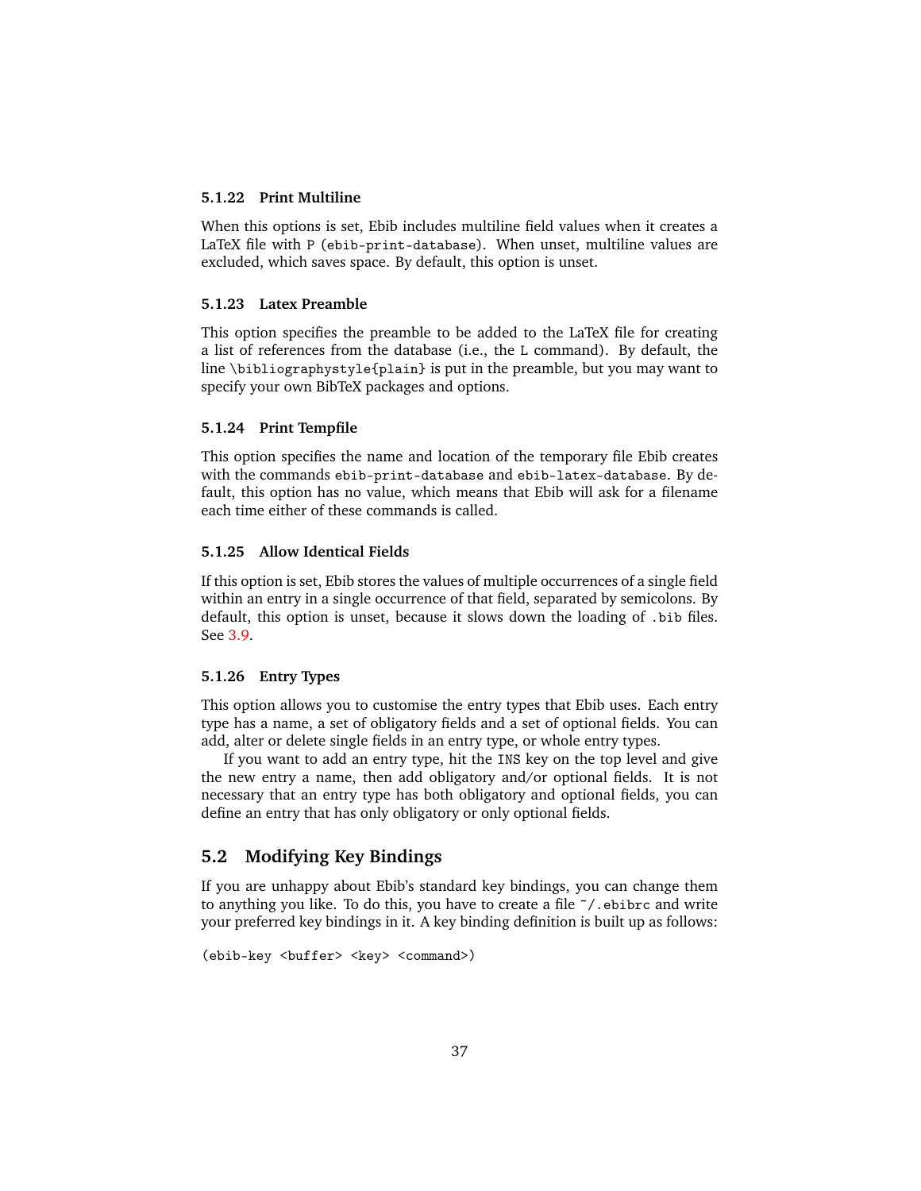### 5.1.22 Print Multiline

When this options is set, Ebib includes multiline field values when it creates a LaTeX file with `P` (`ebib-print-database`). When unset, multiline values are excluded, which saves space. By default, this option is unset.

### 5.1.23 Latex Preamble

This option specifies the preamble to be added to the LaTeX file for creating a list of references from the database (i.e., the `L` command). By default, the line `\bibliographystyle{plain}` is put in the preamble, but you may want to specify your own BibTeX packages and options.

### 5.1.24 Print Tempfile

This option specifies the name and location of the temporary file Ebib creates with the commands `ebib-print-database` and `ebib-latex-database`. By default, this option has no value, which means that Ebib will ask for a filename each time either of these commands is called.

### 5.1.25 Allow Identical Fields

If this option is set, Ebib stores the values of multiple occurrences of a single field within an entry in a single occurrence of that field, separated by semicolons. By default, this option is unset, because it slows down the loading of `.bib` files. See 3.9.

### 5.1.26 Entry Types

This option allows you to customise the entry types that Ebib uses. Each entry type has a name, a set of obligatory fields and a set of optional fields. You can add, alter or delete single fields in an entry type, or whole entry types.

If you want to add an entry type, hit the `INS` key on the top level and give the new entry a name, then add obligatory and/or optional fields. It is not necessary that an entry type has both obligatory and optional fields, you can define an entry that has only obligatory or only optional fields.

## 5.2 Modifying Key Bindings

If you are unhappy about Ebib's standard key bindings, you can change them to anything you like. To do this, you have to create a file `~/.ebibrc` and write your preferred key bindings in it. A key binding definition is built up as follows:

```
(ebib-key <buffer> <key> <command>)
```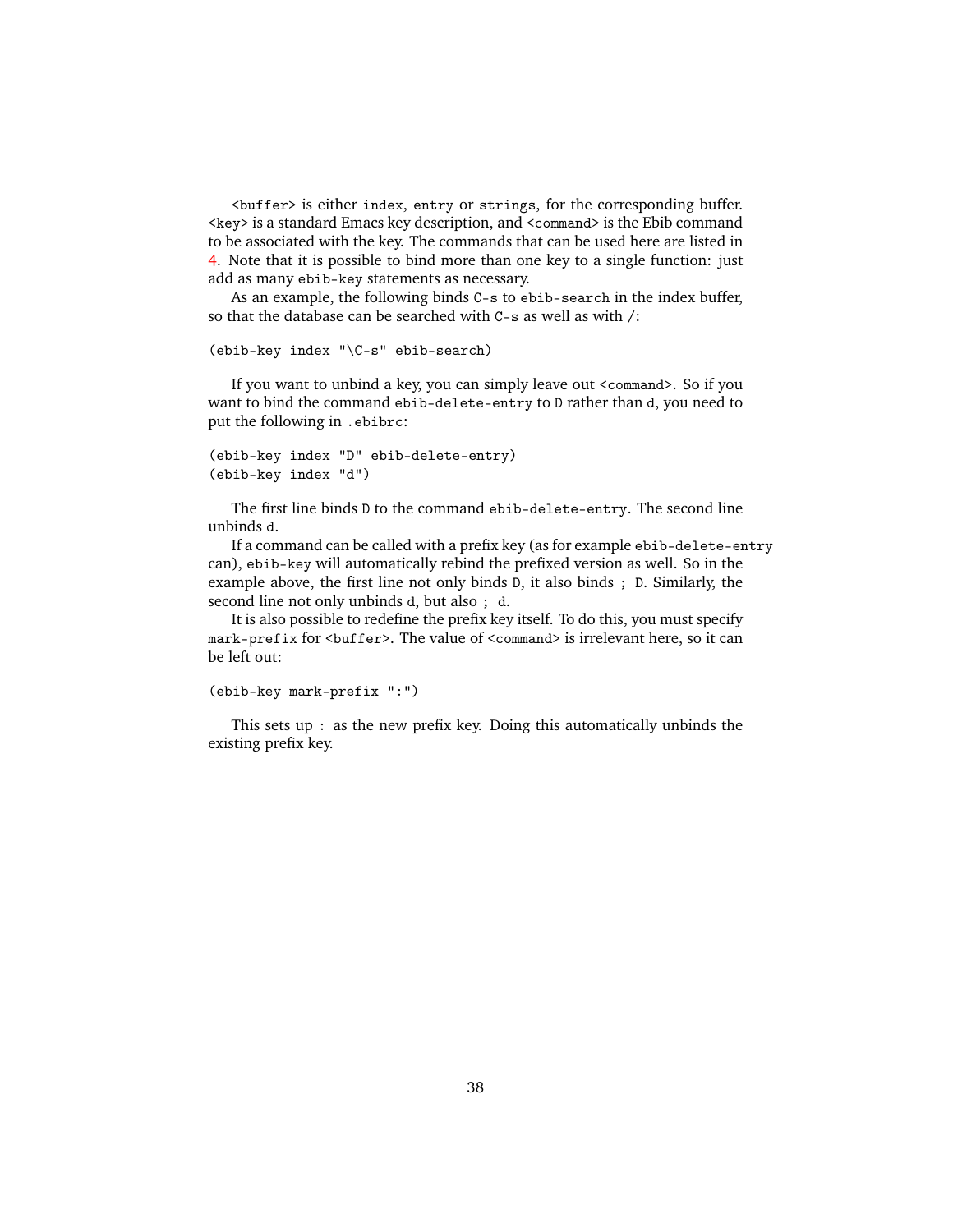`<buffer>` is either `index`, `entry` or `strings`, for the corresponding buffer. `<key>` is a standard Emacs key description, and `<command>` is the Ebib command to be associated with the key. The commands that can be used here are listed in 4. Note that it is possible to bind more than one key to a single function: just add as many `ebib-key` statements as necessary.

As an example, the following binds `C-s` to `ebib-search` in the index buffer, so that the database can be searched with `C-s` as well as with `/`:

```
(ebib-key index "\C-s" ebib-search)
```

If you want to unbind a key, you can simply leave out `<command>`. So if you want to bind the command `ebib-delete-entry` to `D` rather than `d`, you need to put the following in `.ebibrc`:

```
(ebib-key index "D" ebib-delete-entry)
(ebib-key index "d")
```

The first line binds `D` to the command `ebib-delete-entry`. The second line unbinds `d`.

If a command can be called with a prefix key (as for example `ebib-delete-entry` can), `ebib-key` will automatically rebind the prefixed version as well. So in the example above, the first line not only binds `D`, it also binds `; D`. Similarly, the second line not only unbinds `d`, but also `; d`.

It is also possible to redefine the prefix key itself. To do this, you must specify `mark-prefix` for `<buffer>`. The value of `<command>` is irrelevant here, so it can be left out:

```
(ebib-key mark-prefix ":")
```

This sets up `:` as the new prefix key. Doing this automatically unbinds the existing prefix key.